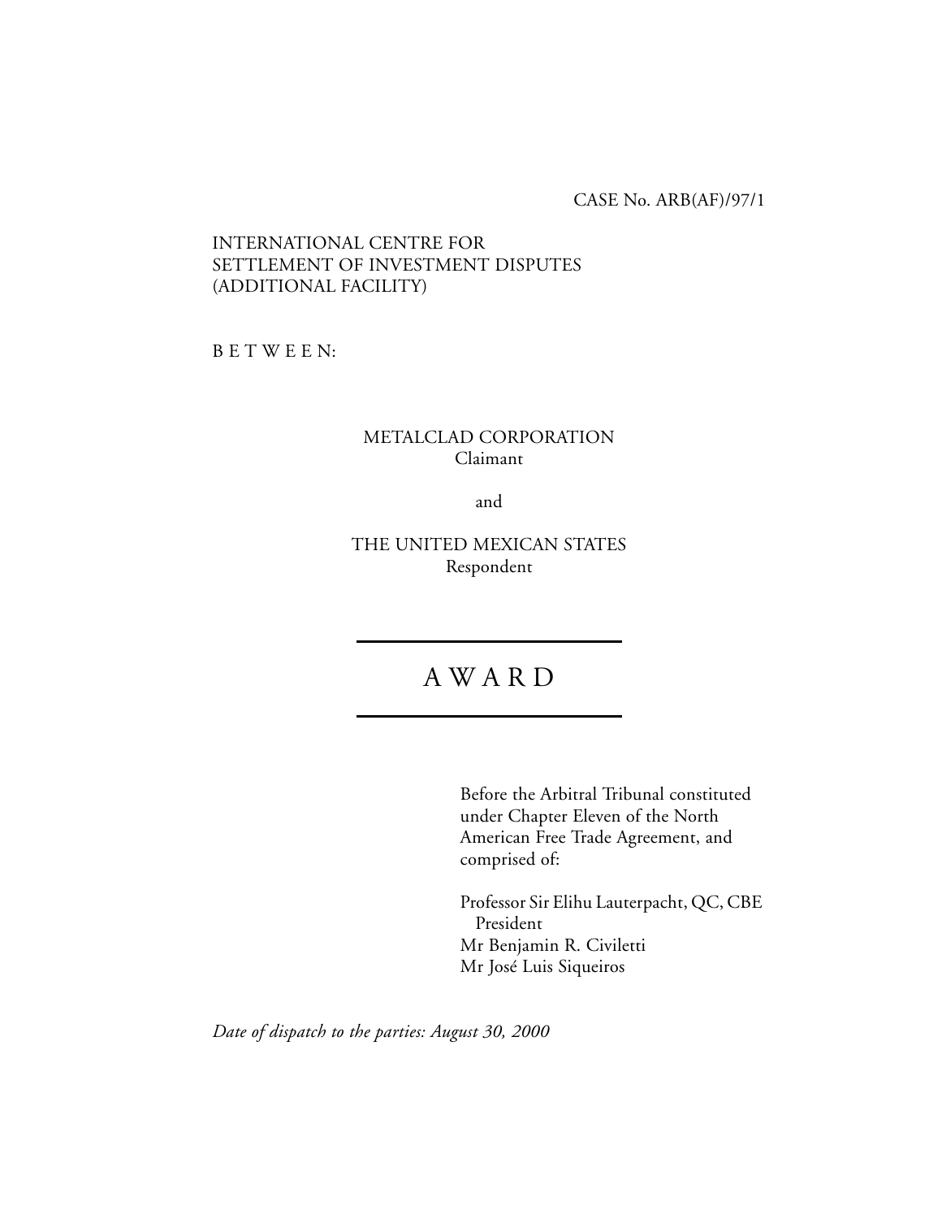CASE No. ARB(AF)/97/1

INTERNATIONAL CENTRE FOR
SETTLEMENT OF INVESTMENT DISPUTES
(ADDITIONAL FACILITY)

B E T W E E N:

METALCLAD CORPORATION
Claimant

and

THE UNITED MEXICAN STATES
Respondent

---

# A W A R D

---

Before the Arbitral Tribunal constituted under Chapter Eleven of the North American Free Trade Agreement, and comprised of:

Professor Sir Elihu Lauterpacht, QC, CBE
President
Mr Benjamin R. Civiletti
Mr José Luis Siqueiros

*Date of dispatch to the parties: August 30, 2000*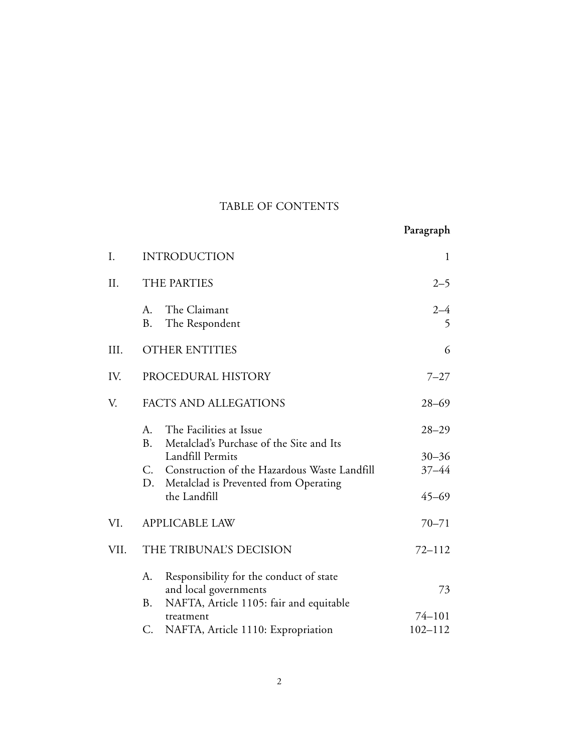# TABLE OF CONTENTS

| | | Paragraph |
|---|---|---|
| I. | INTRODUCTION | 1 |
| II. | THE PARTIES | 2–5 |
| | A. The Claimant | 2–4 |
| | B. The Respondent | 5 |
| III. | OTHER ENTITIES | 6 |
| IV. | PROCEDURAL HISTORY | 7–27 |
| V. | FACTS AND ALLEGATIONS | 28–69 |
| | A. The Facilities at Issue | 28–29 |
| | B. Metalclad's Purchase of the Site and Its Landfill Permits | 30–36 |
| | C. Construction of the Hazardous Waste Landfill | 37–44 |
| | D. Metalclad is Prevented from Operating the Landfill | 45–69 |
| VI. | APPLICABLE LAW | 70–71 |
| VII. | THE TRIBUNAL'S DECISION | 72–112 |
| | A. Responsibility for the conduct of state and local governments | 73 |
| | B. NAFTA, Article 1105: fair and equitable treatment | 74–101 |
| | C. NAFTA, Article 1110: Expropriation | 102–112 |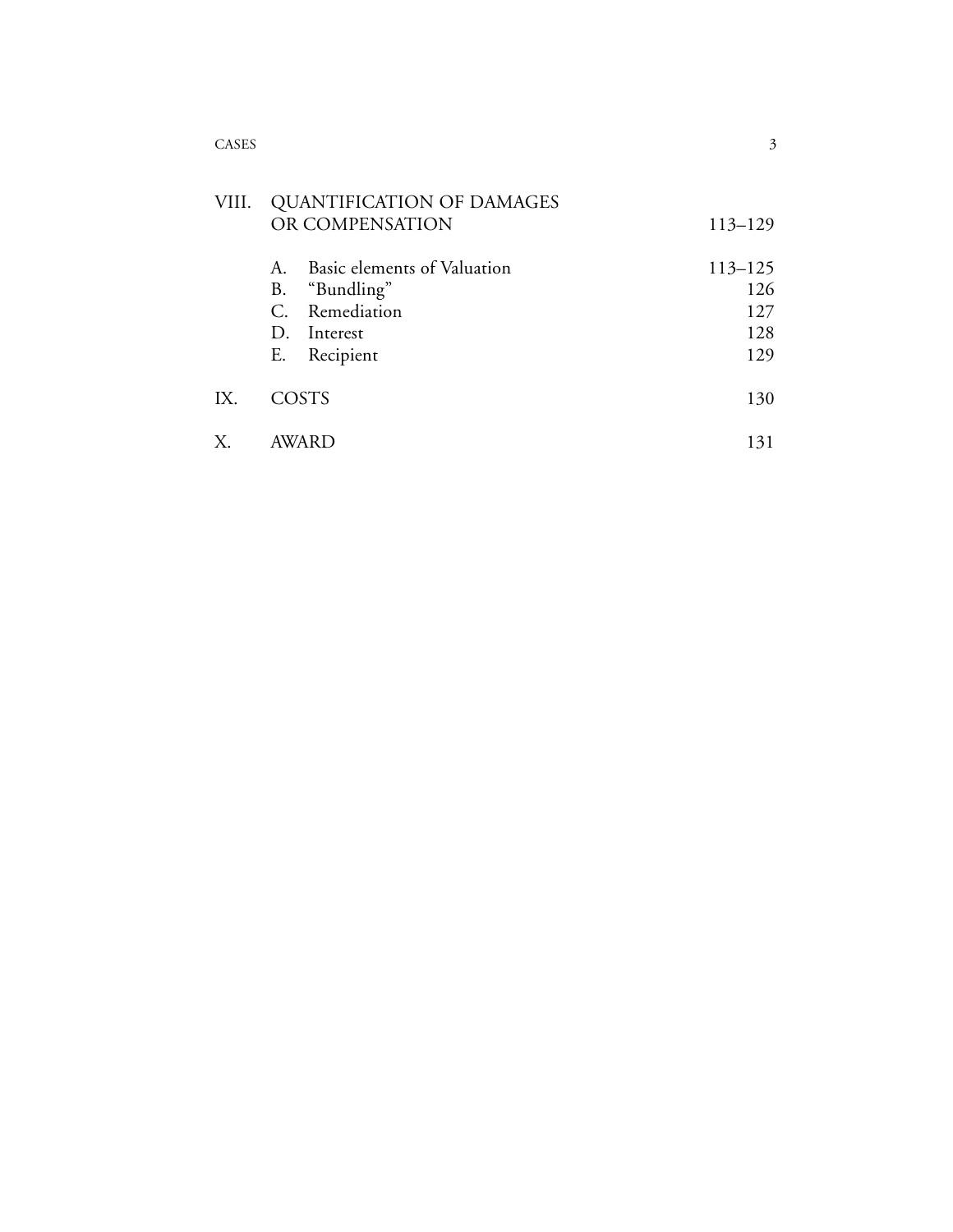| | | |
|---|---|---|
| VIII. | QUANTIFICATION OF DAMAGES OR COMPENSATION | 113–129 |
| | A. Basic elements of Valuation | 113–125 |
| | B. "Bundling" | 126 |
| | C. Remediation | 127 |
| | D. Interest | 128 |
| | E. Recipient | 129 |
| IX. | COSTS | 130 |
| X. | AWARD | 131 |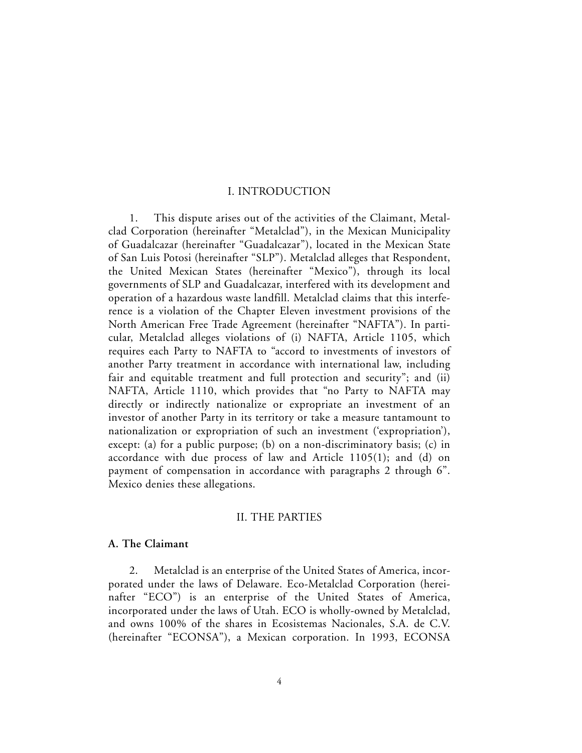## I. INTRODUCTION

1. This dispute arises out of the activities of the Claimant, Metalclad Corporation (hereinafter "Metalclad"), in the Mexican Municipality of Guadalcazar (hereinafter "Guadalcazar"), located in the Mexican State of San Luis Potosi (hereinafter "SLP"). Metalclad alleges that Respondent, the United Mexican States (hereinafter "Mexico"), through its local governments of SLP and Guadalcazar, interfered with its development and operation of a hazardous waste landfill. Metalclad claims that this interference is a violation of the Chapter Eleven investment provisions of the North American Free Trade Agreement (hereinafter "NAFTA"). In particular, Metalclad alleges violations of (i) NAFTA, Article 1105, which requires each Party to NAFTA to "accord to investments of investors of another Party treatment in accordance with international law, including fair and equitable treatment and full protection and security"; and (ii) NAFTA, Article 1110, which provides that "no Party to NAFTA may directly or indirectly nationalize or expropriate an investment of an investor of another Party in its territory or take a measure tantamount to nationalization or expropriation of such an investment ('expropriation'), except: (a) for a public purpose; (b) on a non-discriminatory basis; (c) in accordance with due process of law and Article 1105(1); and (d) on payment of compensation in accordance with paragraphs 2 through 6". Mexico denies these allegations.

## II. THE PARTIES

### A. The Claimant

2. Metalclad is an enterprise of the United States of America, incorporated under the laws of Delaware. Eco-Metalclad Corporation (hereinafter "ECO") is an enterprise of the United States of America, incorporated under the laws of Utah. ECO is wholly-owned by Metalclad, and owns 100% of the shares in Ecosistemas Nacionales, S.A. de C.V. (hereinafter "ECONSA"), a Mexican corporation. In 1993, ECONSA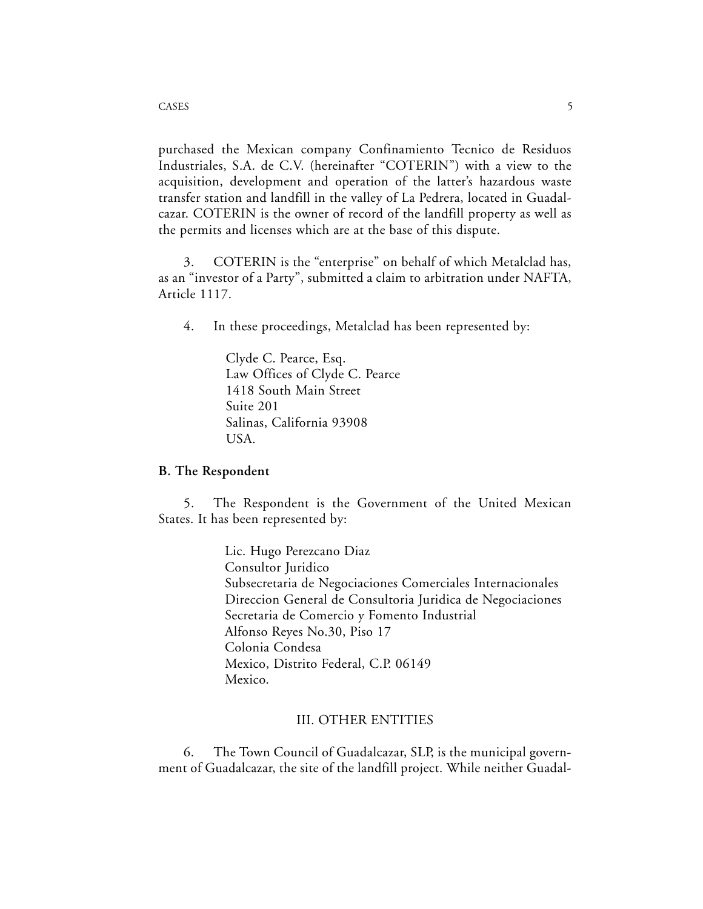purchased the Mexican company Confinamiento Tecnico de Residuos Industriales, S.A. de C.V. (hereinafter "COTERIN") with a view to the acquisition, development and operation of the latter's hazardous waste transfer station and landfill in the valley of La Pedrera, located in Guadalcazar. COTERIN is the owner of record of the landfill property as well as the permits and licenses which are at the base of this dispute.

3. COTERIN is the "enterprise" on behalf of which Metalclad has, as an "investor of a Party", submitted a claim to arbitration under NAFTA, Article 1117.

4. In these proceedings, Metalclad has been represented by:

> Clyde C. Pearce, Esq.
> Law Offices of Clyde C. Pearce
> 1418 South Main Street
> Suite 201
> Salinas, California 93908
> USA.

**B. The Respondent**

5. The Respondent is the Government of the United Mexican States. It has been represented by:

> Lic. Hugo Perezcano Diaz
> Consultor Juridico
> Subsecretaria de Negociaciones Comerciales Internacionales
> Direccion General de Consultoria Juridica de Negociaciones
> Secretaria de Comercio y Fomento Industrial
> Alfonso Reyes No.30, Piso 17
> Colonia Condesa
> Mexico, Distrito Federal, C.P. 06149
> Mexico.

## III. OTHER ENTITIES

6. The Town Council of Guadalcazar, SLP, is the municipal government of Guadalcazar, the site of the landfill project. While neither Guadal-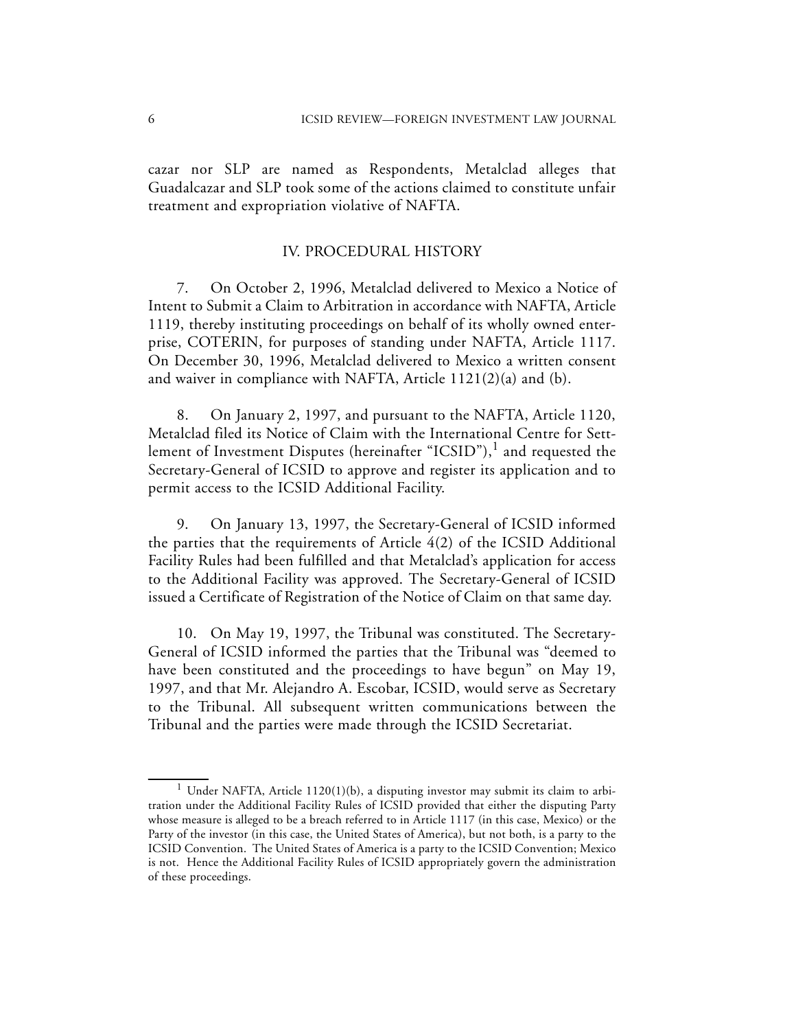cazar nor SLP are named as Respondents, Metalclad alleges that Guadalcazar and SLP took some of the actions claimed to constitute unfair treatment and expropriation violative of NAFTA.

## IV. PROCEDURAL HISTORY

7. On October 2, 1996, Metalclad delivered to Mexico a Notice of Intent to Submit a Claim to Arbitration in accordance with NAFTA, Article 1119, thereby instituting proceedings on behalf of its wholly owned enterprise, COTERIN, for purposes of standing under NAFTA, Article 1117. On December 30, 1996, Metalclad delivered to Mexico a written consent and waiver in compliance with NAFTA, Article 1121(2)(a) and (b).

8. On January 2, 1997, and pursuant to the NAFTA, Article 1120, Metalclad filed its Notice of Claim with the International Centre for Settlement of Investment Disputes (hereinafter "ICSID"),[1] and requested the Secretary-General of ICSID to approve and register its application and to permit access to the ICSID Additional Facility.

9. On January 13, 1997, the Secretary-General of ICSID informed the parties that the requirements of Article 4(2) of the ICSID Additional Facility Rules had been fulfilled and that Metalclad's application for access to the Additional Facility was approved. The Secretary-General of ICSID issued a Certificate of Registration of the Notice of Claim on that same day.

10. On May 19, 1997, the Tribunal was constituted. The Secretary-General of ICSID informed the parties that the Tribunal was "deemed to have been constituted and the proceedings to have begun" on May 19, 1997, and that Mr. Alejandro A. Escobar, ICSID, would serve as Secretary to the Tribunal. All subsequent written communications between the Tribunal and the parties were made through the ICSID Secretariat.

---

[1] Under NAFTA, Article 1120(1)(b), a disputing investor may submit its claim to arbitration under the Additional Facility Rules of ICSID provided that either the disputing Party whose measure is alleged to be a breach referred to in Article 1117 (in this case, Mexico) or the Party of the investor (in this case, the United States of America), but not both, is a party to the ICSID Convention. The United States of America is a party to the ICSID Convention; Mexico is not. Hence the Additional Facility Rules of ICSID appropriately govern the administration of these proceedings.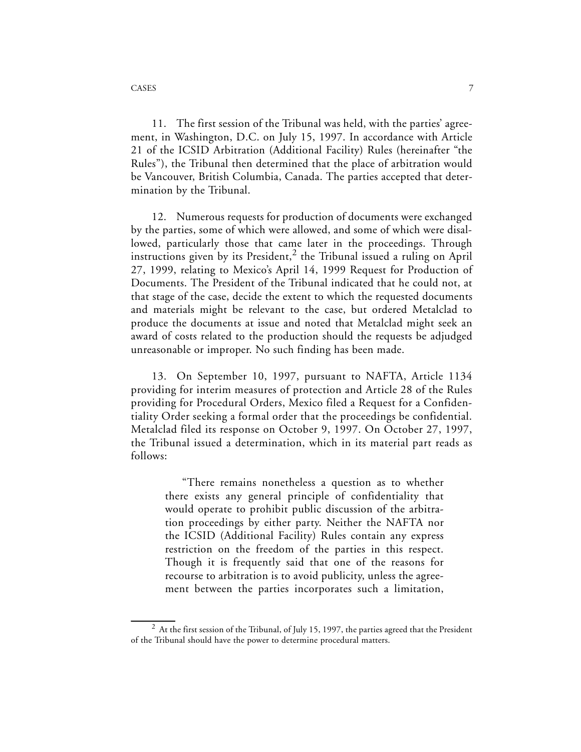11. The first session of the Tribunal was held, with the parties' agreement, in Washington, D.C. on July 15, 1997. In accordance with Article 21 of the ICSID Arbitration (Additional Facility) Rules (hereinafter "the Rules"), the Tribunal then determined that the place of arbitration would be Vancouver, British Columbia, Canada. The parties accepted that determination by the Tribunal.

12. Numerous requests for production of documents were exchanged by the parties, some of which were allowed, and some of which were disallowed, particularly those that came later in the proceedings. Through instructions given by its President,[2] the Tribunal issued a ruling on April 27, 1999, relating to Mexico's April 14, 1999 Request for Production of Documents. The President of the Tribunal indicated that he could not, at that stage of the case, decide the extent to which the requested documents and materials might be relevant to the case, but ordered Metalclad to produce the documents at issue and noted that Metalclad might seek an award of costs related to the production should the requests be adjudged unreasonable or improper. No such finding has been made.

13. On September 10, 1997, pursuant to NAFTA, Article 1134 providing for interim measures of protection and Article 28 of the Rules providing for Procedural Orders, Mexico filed a Request for a Confidentiality Order seeking a formal order that the proceedings be confidential. Metalclad filed its response on October 9, 1997. On October 27, 1997, the Tribunal issued a determination, which in its material part reads as follows:

> "There remains nonetheless a question as to whether there exists any general principle of confidentiality that would operate to prohibit public discussion of the arbitration proceedings by either party. Neither the NAFTA nor the ICSID (Additional Facility) Rules contain any express restriction on the freedom of the parties in this respect. Though it is frequently said that one of the reasons for recourse to arbitration is to avoid publicity, unless the agreement between the parties incorporates such a limitation,

[2] At the first session of the Tribunal, of July 15, 1997, the parties agreed that the President of the Tribunal should have the power to determine procedural matters.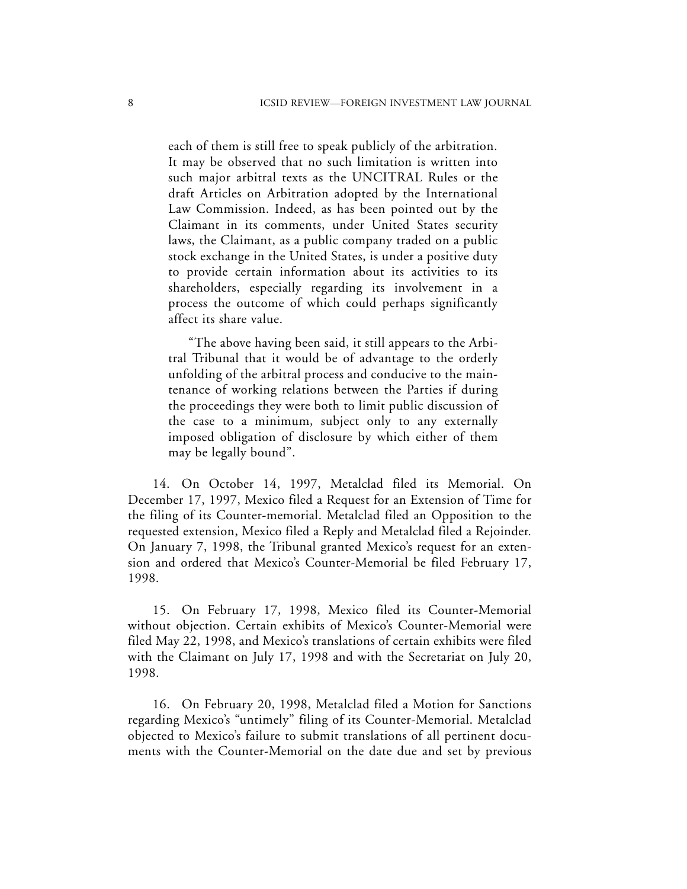each of them is still free to speak publicly of the arbitration. It may be observed that no such limitation is written into such major arbitral texts as the UNCITRAL Rules or the draft Articles on Arbitration adopted by the International Law Commission. Indeed, as has been pointed out by the Claimant in its comments, under United States security laws, the Claimant, as a public company traded on a public stock exchange in the United States, is under a positive duty to provide certain information about its activities to its shareholders, especially regarding its involvement in a process the outcome of which could perhaps significantly affect its share value.

> "The above having been said, it still appears to the Arbitral Tribunal that it would be of advantage to the orderly unfolding of the arbitral process and conducive to the maintenance of working relations between the Parties if during the proceedings they were both to limit public discussion of the case to a minimum, subject only to any externally imposed obligation of disclosure by which either of them may be legally bound".

14. On October 14, 1997, Metalclad filed its Memorial. On December 17, 1997, Mexico filed a Request for an Extension of Time for the filing of its Counter-memorial. Metalclad filed an Opposition to the requested extension, Mexico filed a Reply and Metalclad filed a Rejoinder. On January 7, 1998, the Tribunal granted Mexico's request for an extension and ordered that Mexico's Counter-Memorial be filed February 17, 1998.

15. On February 17, 1998, Mexico filed its Counter-Memorial without objection. Certain exhibits of Mexico's Counter-Memorial were filed May 22, 1998, and Mexico's translations of certain exhibits were filed with the Claimant on July 17, 1998 and with the Secretariat on July 20, 1998.

16. On February 20, 1998, Metalclad filed a Motion for Sanctions regarding Mexico's "untimely" filing of its Counter-Memorial. Metalclad objected to Mexico's failure to submit translations of all pertinent documents with the Counter-Memorial on the date due and set by previous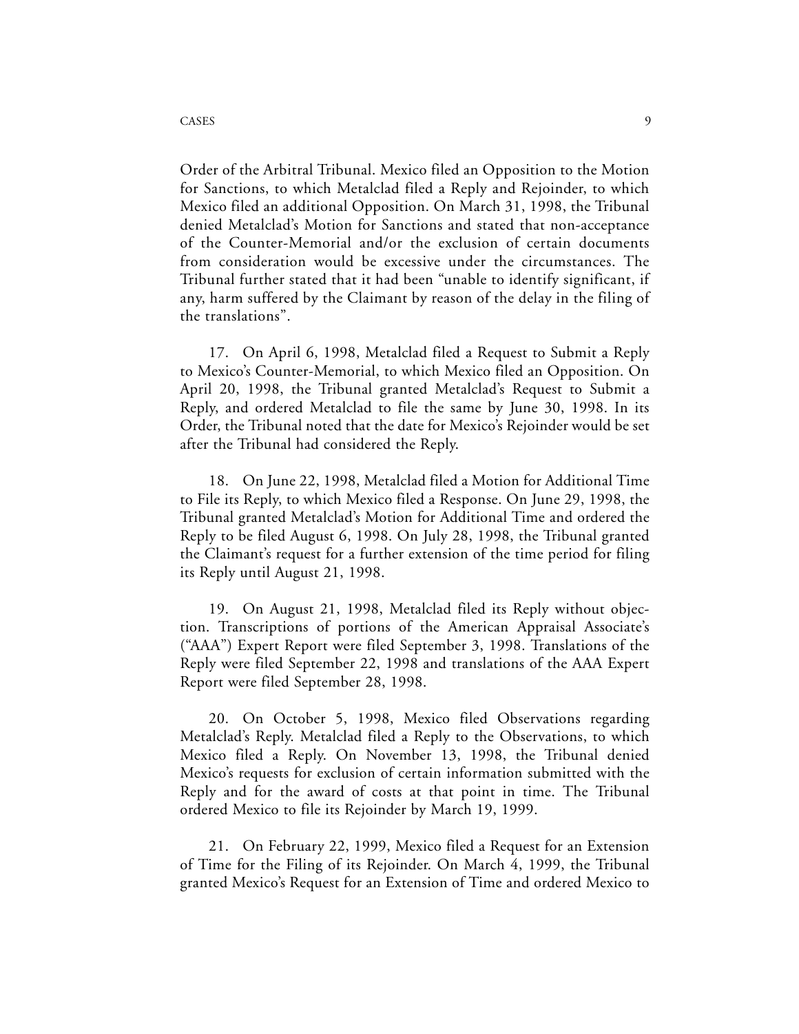Order of the Arbitral Tribunal. Mexico filed an Opposition to the Motion for Sanctions, to which Metalclad filed a Reply and Rejoinder, to which Mexico filed an additional Opposition. On March 31, 1998, the Tribunal denied Metalclad's Motion for Sanctions and stated that non-acceptance of the Counter-Memorial and/or the exclusion of certain documents from consideration would be excessive under the circumstances. The Tribunal further stated that it had been "unable to identify significant, if any, harm suffered by the Claimant by reason of the delay in the filing of the translations".

17. On April 6, 1998, Metalclad filed a Request to Submit a Reply to Mexico's Counter-Memorial, to which Mexico filed an Opposition. On April 20, 1998, the Tribunal granted Metalclad's Request to Submit a Reply, and ordered Metalclad to file the same by June 30, 1998. In its Order, the Tribunal noted that the date for Mexico's Rejoinder would be set after the Tribunal had considered the Reply.

18. On June 22, 1998, Metalclad filed a Motion for Additional Time to File its Reply, to which Mexico filed a Response. On June 29, 1998, the Tribunal granted Metalclad's Motion for Additional Time and ordered the Reply to be filed August 6, 1998. On July 28, 1998, the Tribunal granted the Claimant's request for a further extension of the time period for filing its Reply until August 21, 1998.

19. On August 21, 1998, Metalclad filed its Reply without objection. Transcriptions of portions of the American Appraisal Associate's ("AAA") Expert Report were filed September 3, 1998. Translations of the Reply were filed September 22, 1998 and translations of the AAA Expert Report were filed September 28, 1998.

20. On October 5, 1998, Mexico filed Observations regarding Metalclad's Reply. Metalclad filed a Reply to the Observations, to which Mexico filed a Reply. On November 13, 1998, the Tribunal denied Mexico's requests for exclusion of certain information submitted with the Reply and for the award of costs at that point in time. The Tribunal ordered Mexico to file its Rejoinder by March 19, 1999.

21. On February 22, 1999, Mexico filed a Request for an Extension of Time for the Filing of its Rejoinder. On March 4, 1999, the Tribunal granted Mexico's Request for an Extension of Time and ordered Mexico to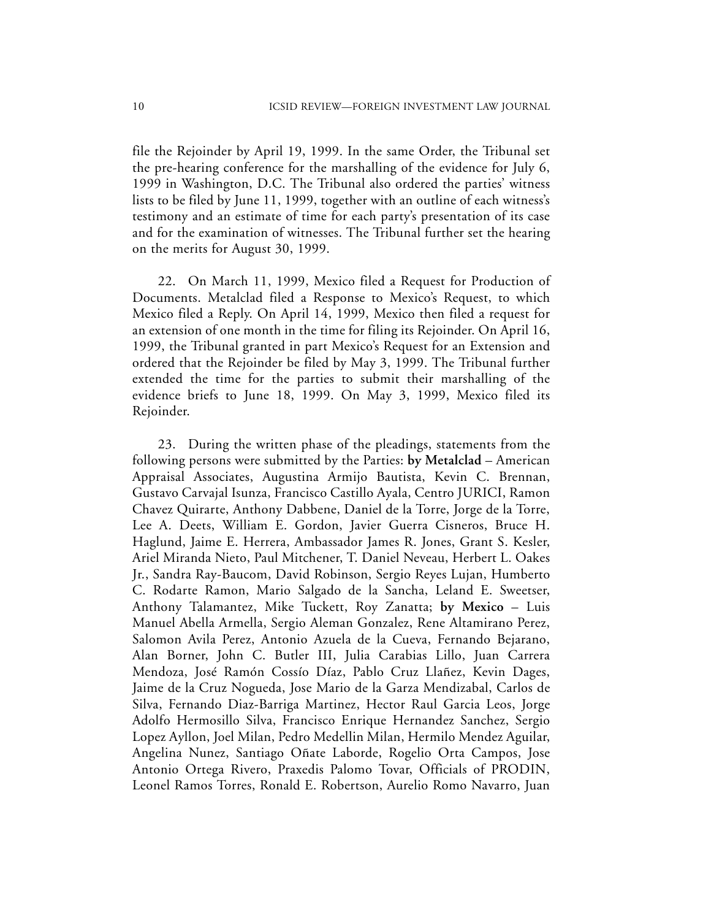file the Rejoinder by April 19, 1999. In the same Order, the Tribunal set the pre-hearing conference for the marshalling of the evidence for July 6, 1999 in Washington, D.C. The Tribunal also ordered the parties' witness lists to be filed by June 11, 1999, together with an outline of each witness's testimony and an estimate of time for each party's presentation of its case and for the examination of witnesses. The Tribunal further set the hearing on the merits for August 30, 1999.

22. On March 11, 1999, Mexico filed a Request for Production of Documents. Metalclad filed a Response to Mexico's Request, to which Mexico filed a Reply. On April 14, 1999, Mexico then filed a request for an extension of one month in the time for filing its Rejoinder. On April 16, 1999, the Tribunal granted in part Mexico's Request for an Extension and ordered that the Rejoinder be filed by May 3, 1999. The Tribunal further extended the time for the parties to submit their marshalling of the evidence briefs to June 18, 1999. On May 3, 1999, Mexico filed its Rejoinder.

23. During the written phase of the pleadings, statements from the following persons were submitted by the Parties: **by Metalclad** – American Appraisal Associates, Augustina Armijo Bautista, Kevin C. Brennan, Gustavo Carvajal Isunza, Francisco Castillo Ayala, Centro JURICI, Ramon Chavez Quirarte, Anthony Dabbene, Daniel de la Torre, Jorge de la Torre, Lee A. Deets, William E. Gordon, Javier Guerra Cisneros, Bruce H. Haglund, Jaime E. Herrera, Ambassador James R. Jones, Grant S. Kesler, Ariel Miranda Nieto, Paul Mitchener, T. Daniel Neveau, Herbert L. Oakes Jr., Sandra Ray-Baucom, David Robinson, Sergio Reyes Lujan, Humberto C. Rodarte Ramon, Mario Salgado de la Sancha, Leland E. Sweetser, Anthony Talamantez, Mike Tuckett, Roy Zanatta; **by Mexico** – Luis Manuel Abella Armella, Sergio Aleman Gonzalez, Rene Altamirano Perez, Salomon Avila Perez, Antonio Azuela de la Cueva, Fernando Bejarano, Alan Borner, John C. Butler III, Julia Carabias Lillo, Juan Carrera Mendoza, José Ramón Cossío Díaz, Pablo Cruz Llañez, Kevin Dages, Jaime de la Cruz Nogueda, Jose Mario de la Garza Mendizabal, Carlos de Silva, Fernando Diaz-Barriga Martinez, Hector Raul Garcia Leos, Jorge Adolfo Hermosillo Silva, Francisco Enrique Hernandez Sanchez, Sergio Lopez Ayllon, Joel Milan, Pedro Medellin Milan, Hermilo Mendez Aguilar, Angelina Nunez, Santiago Oñate Laborde, Rogelio Orta Campos, Jose Antonio Ortega Rivero, Praxedis Palomo Tovar, Officials of PRODIN, Leonel Ramos Torres, Ronald E. Robertson, Aurelio Romo Navarro, Juan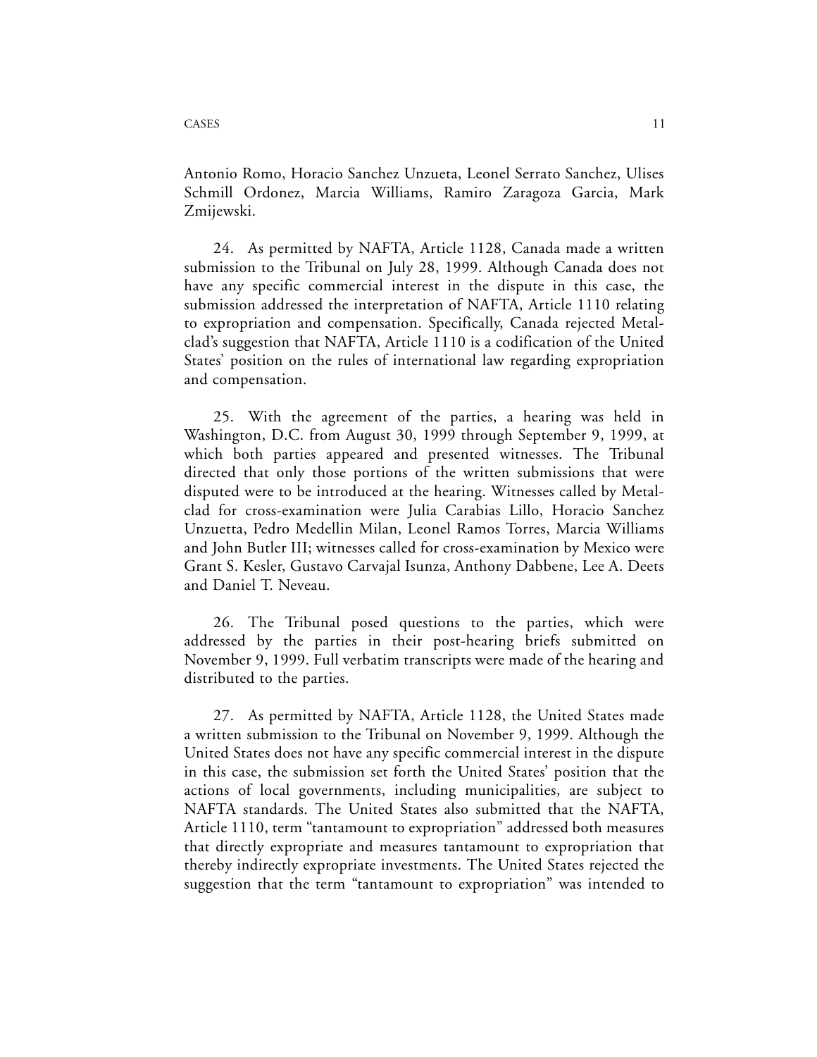Antonio Romo, Horacio Sanchez Unzueta, Leonel Serrato Sanchez, Ulises Schmill Ordonez, Marcia Williams, Ramiro Zaragoza Garcia, Mark Zmijewski.

24. As permitted by NAFTA, Article 1128, Canada made a written submission to the Tribunal on July 28, 1999. Although Canada does not have any specific commercial interest in the dispute in this case, the submission addressed the interpretation of NAFTA, Article 1110 relating to expropriation and compensation. Specifically, Canada rejected Metalclad's suggestion that NAFTA, Article 1110 is a codification of the United States' position on the rules of international law regarding expropriation and compensation.

25. With the agreement of the parties, a hearing was held in Washington, D.C. from August 30, 1999 through September 9, 1999, at which both parties appeared and presented witnesses. The Tribunal directed that only those portions of the written submissions that were disputed were to be introduced at the hearing. Witnesses called by Metalclad for cross-examination were Julia Carabias Lillo, Horacio Sanchez Unzuetta, Pedro Medellin Milan, Leonel Ramos Torres, Marcia Williams and John Butler III; witnesses called for cross-examination by Mexico were Grant S. Kesler, Gustavo Carvajal Isunza, Anthony Dabbene, Lee A. Deets and Daniel T. Neveau.

26. The Tribunal posed questions to the parties, which were addressed by the parties in their post-hearing briefs submitted on November 9, 1999. Full verbatim transcripts were made of the hearing and distributed to the parties.

27. As permitted by NAFTA, Article 1128, the United States made a written submission to the Tribunal on November 9, 1999. Although the United States does not have any specific commercial interest in the dispute in this case, the submission set forth the United States' position that the actions of local governments, including municipalities, are subject to NAFTA standards. The United States also submitted that the NAFTA, Article 1110, term "tantamount to expropriation" addressed both measures that directly expropriate and measures tantamount to expropriation that thereby indirectly expropriate investments. The United States rejected the suggestion that the term "tantamount to expropriation" was intended to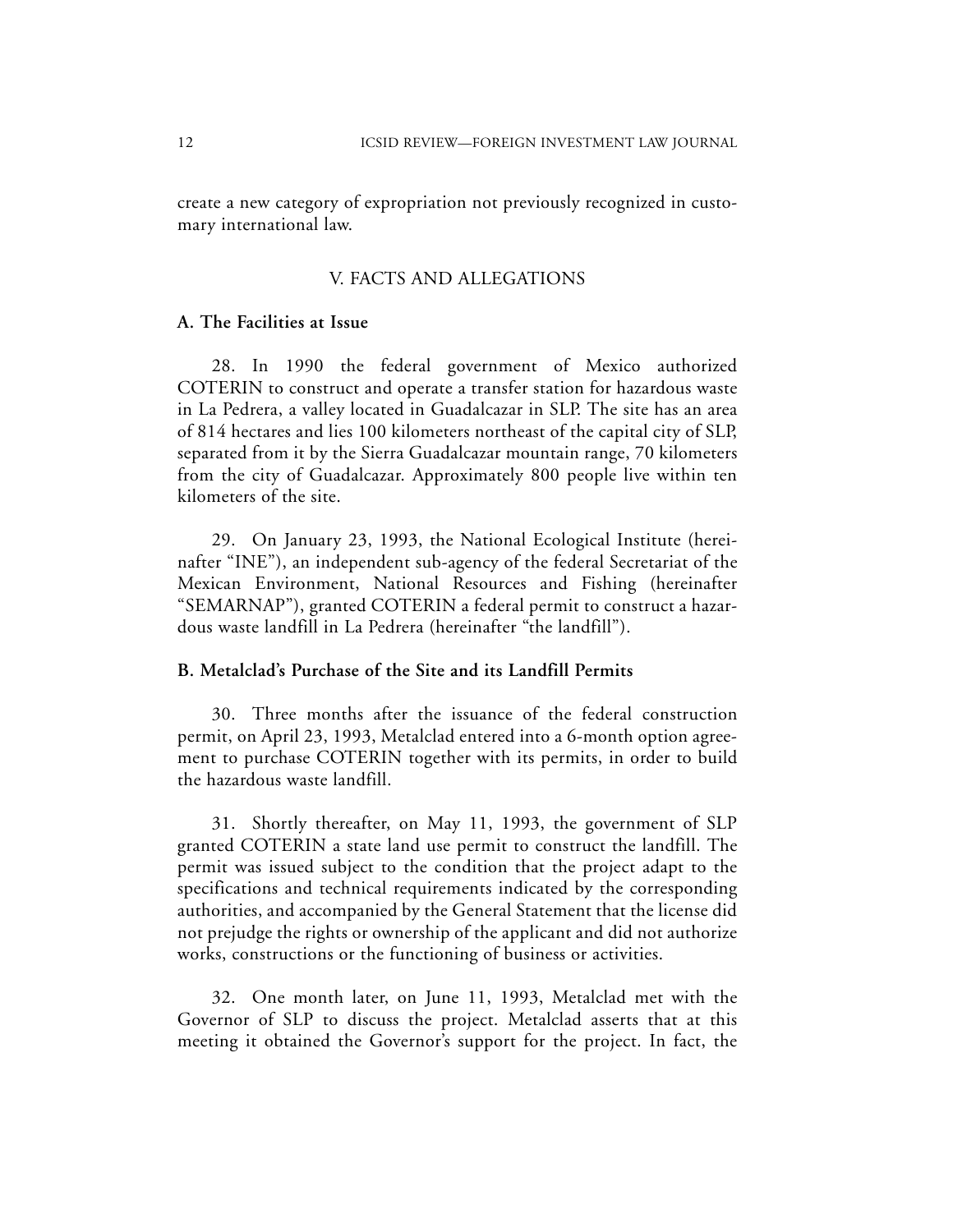create a new category of expropriation not previously recognized in customary international law.

## V. FACTS AND ALLEGATIONS

### A. The Facilities at Issue

28. In 1990 the federal government of Mexico authorized COTERIN to construct and operate a transfer station for hazardous waste in La Pedrera, a valley located in Guadalcazar in SLP. The site has an area of 814 hectares and lies 100 kilometers northeast of the capital city of SLP, separated from it by the Sierra Guadalcazar mountain range, 70 kilometers from the city of Guadalcazar. Approximately 800 people live within ten kilometers of the site.

29. On January 23, 1993, the National Ecological Institute (hereinafter "INE"), an independent sub-agency of the federal Secretariat of the Mexican Environment, National Resources and Fishing (hereinafter "SEMARNAP"), granted COTERIN a federal permit to construct a hazardous waste landfill in La Pedrera (hereinafter "the landfill").

### B. Metalclad's Purchase of the Site and its Landfill Permits

30. Three months after the issuance of the federal construction permit, on April 23, 1993, Metalclad entered into a 6-month option agreement to purchase COTERIN together with its permits, in order to build the hazardous waste landfill.

31. Shortly thereafter, on May 11, 1993, the government of SLP granted COTERIN a state land use permit to construct the landfill. The permit was issued subject to the condition that the project adapt to the specifications and technical requirements indicated by the corresponding authorities, and accompanied by the General Statement that the license did not prejudge the rights or ownership of the applicant and did not authorize works, constructions or the functioning of business or activities.

32. One month later, on June 11, 1993, Metalclad met with the Governor of SLP to discuss the project. Metalclad asserts that at this meeting it obtained the Governor's support for the project. In fact, the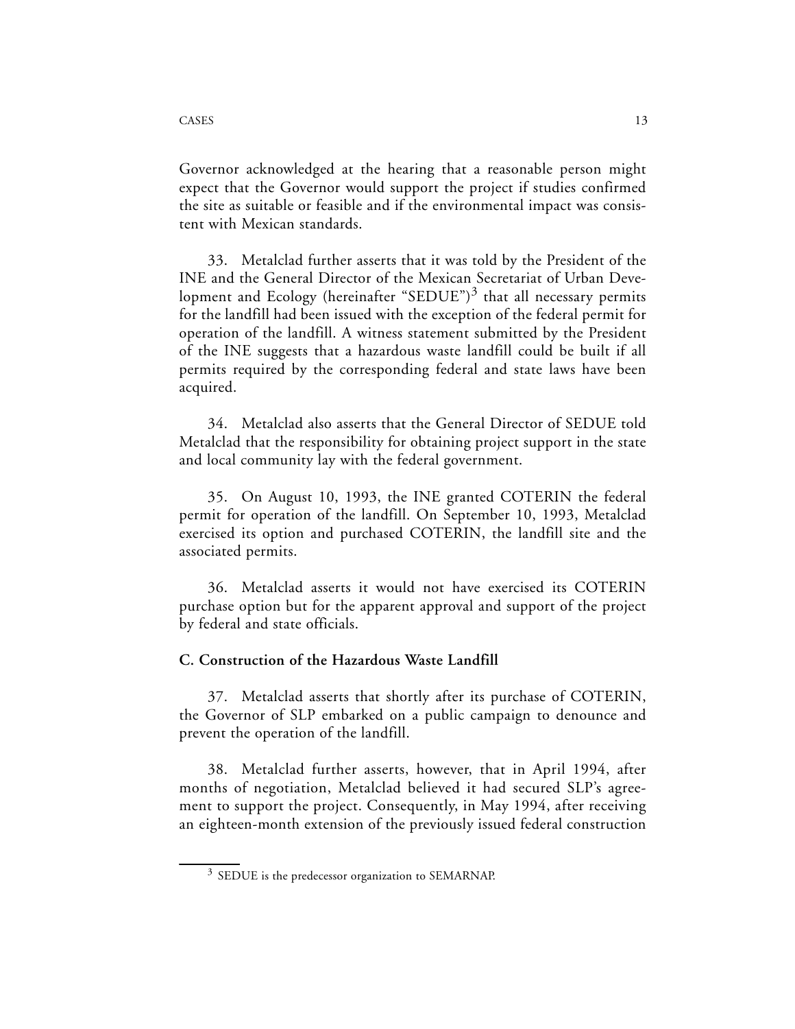Governor acknowledged at the hearing that a reasonable person might expect that the Governor would support the project if studies confirmed the site as suitable or feasible and if the environmental impact was consistent with Mexican standards.

33. Metalclad further asserts that it was told by the President of the INE and the General Director of the Mexican Secretariat of Urban Development and Ecology (hereinafter "SEDUE")[3] that all necessary permits for the landfill had been issued with the exception of the federal permit for operation of the landfill. A witness statement submitted by the President of the INE suggests that a hazardous waste landfill could be built if all permits required by the corresponding federal and state laws have been acquired.

34. Metalclad also asserts that the General Director of SEDUE told Metalclad that the responsibility for obtaining project support in the state and local community lay with the federal government.

35. On August 10, 1993, the INE granted COTERIN the federal permit for operation of the landfill. On September 10, 1993, Metalclad exercised its option and purchased COTERIN, the landfill site and the associated permits.

36. Metalclad asserts it would not have exercised its COTERIN purchase option but for the apparent approval and support of the project by federal and state officials.

### C. Construction of the Hazardous Waste Landfill

37. Metalclad asserts that shortly after its purchase of COTERIN, the Governor of SLP embarked on a public campaign to denounce and prevent the operation of the landfill.

38. Metalclad further asserts, however, that in April 1994, after months of negotiation, Metalclad believed it had secured SLP's agreement to support the project. Consequently, in May 1994, after receiving an eighteen-month extension of the previously issued federal construction

[3] SEDUE is the predecessor organization to SEMARNAP.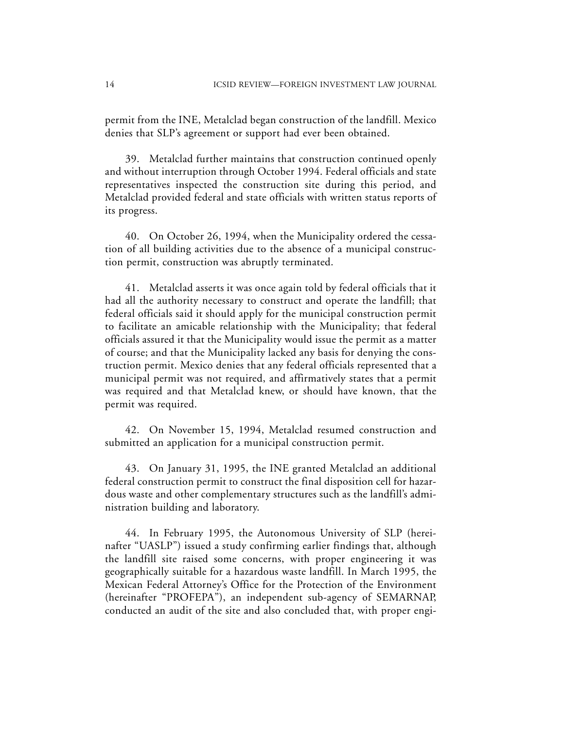permit from the INE, Metalclad began construction of the landfill. Mexico denies that SLP's agreement or support had ever been obtained.

39. Metalclad further maintains that construction continued openly and without interruption through October 1994. Federal officials and state representatives inspected the construction site during this period, and Metalclad provided federal and state officials with written status reports of its progress.

40. On October 26, 1994, when the Municipality ordered the cessation of all building activities due to the absence of a municipal construction permit, construction was abruptly terminated.

41. Metalclad asserts it was once again told by federal officials that it had all the authority necessary to construct and operate the landfill; that federal officials said it should apply for the municipal construction permit to facilitate an amicable relationship with the Municipality; that federal officials assured it that the Municipality would issue the permit as a matter of course; and that the Municipality lacked any basis for denying the construction permit. Mexico denies that any federal officials represented that a municipal permit was not required, and affirmatively states that a permit was required and that Metalclad knew, or should have known, that the permit was required.

42. On November 15, 1994, Metalclad resumed construction and submitted an application for a municipal construction permit.

43. On January 31, 1995, the INE granted Metalclad an additional federal construction permit to construct the final disposition cell for hazardous waste and other complementary structures such as the landfill's administration building and laboratory.

44. In February 1995, the Autonomous University of SLP (hereinafter "UASLP") issued a study confirming earlier findings that, although the landfill site raised some concerns, with proper engineering it was geographically suitable for a hazardous waste landfill. In March 1995, the Mexican Federal Attorney's Office for the Protection of the Environment (hereinafter "PROFEPA"), an independent sub-agency of SEMARNAP, conducted an audit of the site and also concluded that, with proper engi-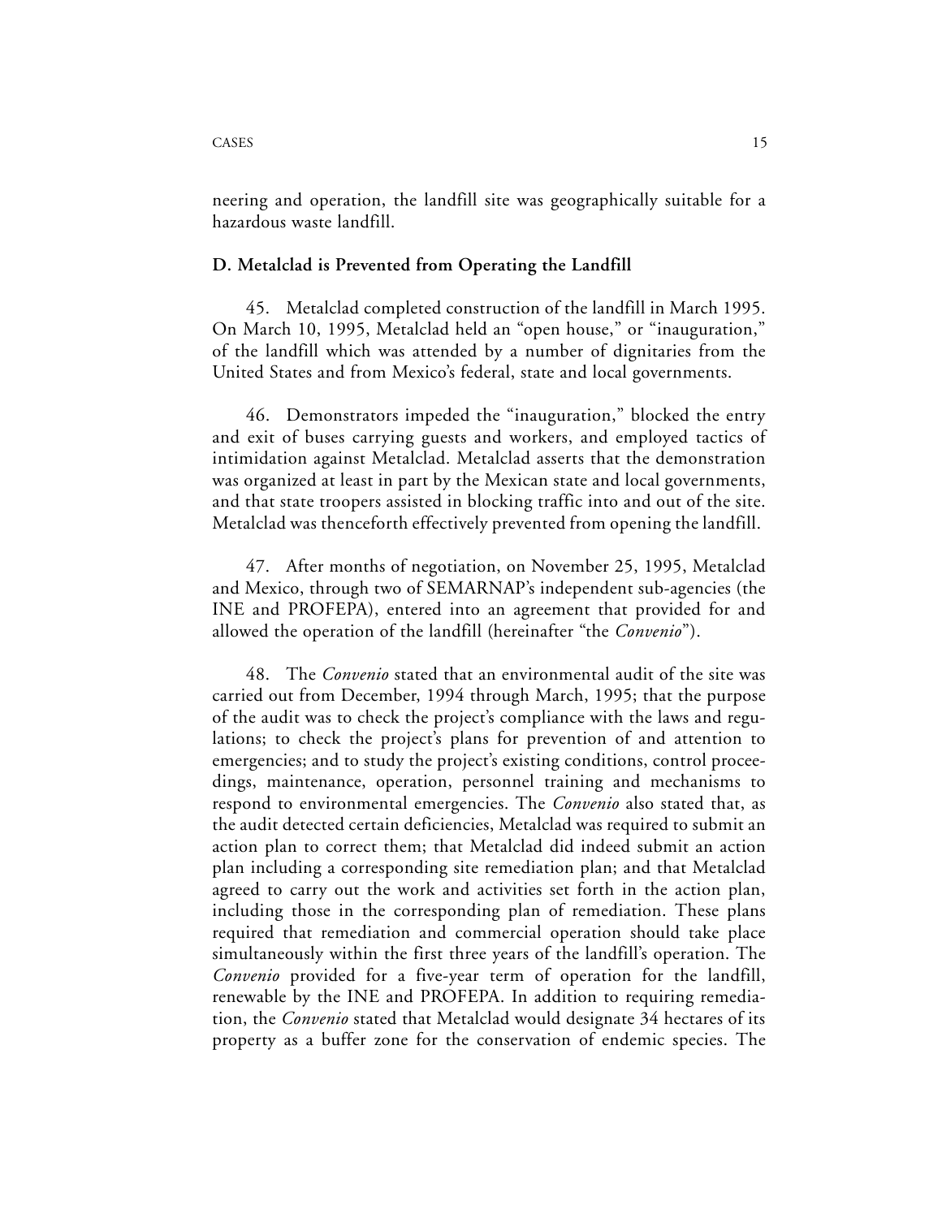neering and operation, the landfill site was geographically suitable for a hazardous waste landfill.

### D. Metalclad is Prevented from Operating the Landfill

45. Metalclad completed construction of the landfill in March 1995. On March 10, 1995, Metalclad held an "open house," or "inauguration," of the landfill which was attended by a number of dignitaries from the United States and from Mexico's federal, state and local governments.

46. Demonstrators impeded the "inauguration," blocked the entry and exit of buses carrying guests and workers, and employed tactics of intimidation against Metalclad. Metalclad asserts that the demonstration was organized at least in part by the Mexican state and local governments, and that state troopers assisted in blocking traffic into and out of the site. Metalclad was thenceforth effectively prevented from opening the landfill.

47. After months of negotiation, on November 25, 1995, Metalclad and Mexico, through two of SEMARNAP's independent sub-agencies (the INE and PROFEPA), entered into an agreement that provided for and allowed the operation of the landfill (hereinafter "the *Convenio*").

48. The *Convenio* stated that an environmental audit of the site was carried out from December, 1994 through March, 1995; that the purpose of the audit was to check the project's compliance with the laws and regulations; to check the project's plans for prevention of and attention to emergencies; and to study the project's existing conditions, control proceedings, maintenance, operation, personnel training and mechanisms to respond to environmental emergencies. The *Convenio* also stated that, as the audit detected certain deficiencies, Metalclad was required to submit an action plan to correct them; that Metalclad did indeed submit an action plan including a corresponding site remediation plan; and that Metalclad agreed to carry out the work and activities set forth in the action plan, including those in the corresponding plan of remediation. These plans required that remediation and commercial operation should take place simultaneously within the first three years of the landfill's operation. The *Convenio* provided for a five-year term of operation for the landfill, renewable by the INE and PROFEPA. In addition to requiring remediation, the *Convenio* stated that Metalclad would designate 34 hectares of its property as a buffer zone for the conservation of endemic species. The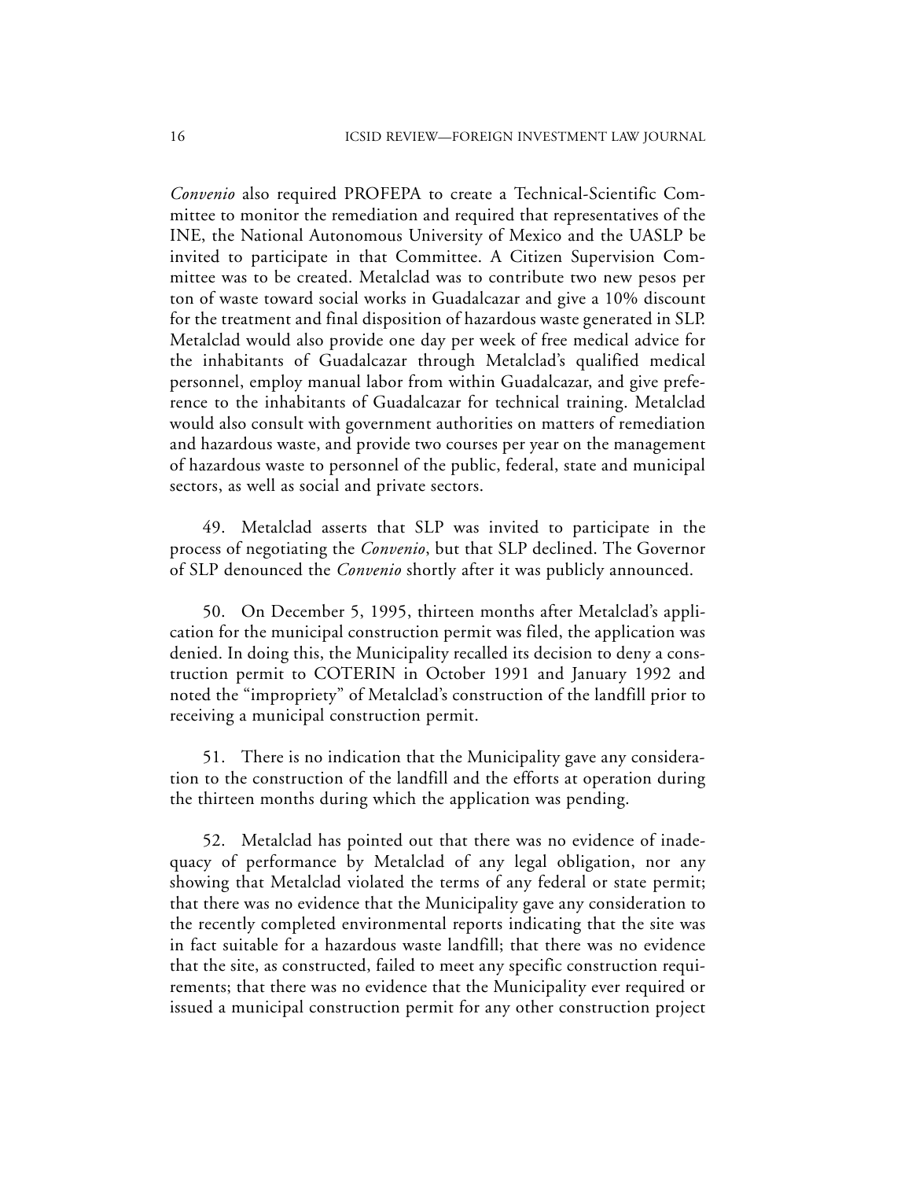*Convenio* also required PROFEPA to create a Technical-Scientific Committee to monitor the remediation and required that representatives of the INE, the National Autonomous University of Mexico and the UASLP be invited to participate in that Committee. A Citizen Supervision Committee was to be created. Metalclad was to contribute two new pesos per ton of waste toward social works in Guadalcazar and give a 10% discount for the treatment and final disposition of hazardous waste generated in SLP. Metalclad would also provide one day per week of free medical advice for the inhabitants of Guadalcazar through Metalclad's qualified medical personnel, employ manual labor from within Guadalcazar, and give preference to the inhabitants of Guadalcazar for technical training. Metalclad would also consult with government authorities on matters of remediation and hazardous waste, and provide two courses per year on the management of hazardous waste to personnel of the public, federal, state and municipal sectors, as well as social and private sectors.

49. Metalclad asserts that SLP was invited to participate in the process of negotiating the *Convenio*, but that SLP declined. The Governor of SLP denounced the *Convenio* shortly after it was publicly announced.

50. On December 5, 1995, thirteen months after Metalclad's application for the municipal construction permit was filed, the application was denied. In doing this, the Municipality recalled its decision to deny a construction permit to COTERIN in October 1991 and January 1992 and noted the "impropriety" of Metalclad's construction of the landfill prior to receiving a municipal construction permit.

51. There is no indication that the Municipality gave any consideration to the construction of the landfill and the efforts at operation during the thirteen months during which the application was pending.

52. Metalclad has pointed out that there was no evidence of inadequacy of performance by Metalclad of any legal obligation, nor any showing that Metalclad violated the terms of any federal or state permit; that there was no evidence that the Municipality gave any consideration to the recently completed environmental reports indicating that the site was in fact suitable for a hazardous waste landfill; that there was no evidence that the site, as constructed, failed to meet any specific construction requirements; that there was no evidence that the Municipality ever required or issued a municipal construction permit for any other construction project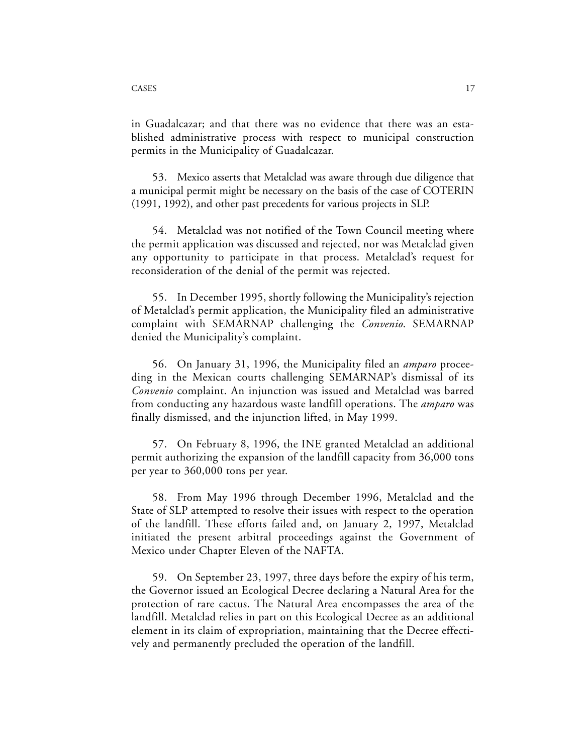in Guadalcazar; and that there was no evidence that there was an established administrative process with respect to municipal construction permits in the Municipality of Guadalcazar.

53. Mexico asserts that Metalclad was aware through due diligence that a municipal permit might be necessary on the basis of the case of COTERIN (1991, 1992), and other past precedents for various projects in SLP.

54. Metalclad was not notified of the Town Council meeting where the permit application was discussed and rejected, nor was Metalclad given any opportunity to participate in that process. Metalclad's request for reconsideration of the denial of the permit was rejected.

55. In December 1995, shortly following the Municipality's rejection of Metalclad's permit application, the Municipality filed an administrative complaint with SEMARNAP challenging the *Convenio*. SEMARNAP denied the Municipality's complaint.

56. On January 31, 1996, the Municipality filed an *amparo* proceeding in the Mexican courts challenging SEMARNAP's dismissal of its *Convenio* complaint. An injunction was issued and Metalclad was barred from conducting any hazardous waste landfill operations. The *amparo* was finally dismissed, and the injunction lifted, in May 1999.

57. On February 8, 1996, the INE granted Metalclad an additional permit authorizing the expansion of the landfill capacity from 36,000 tons per year to 360,000 tons per year.

58. From May 1996 through December 1996, Metalclad and the State of SLP attempted to resolve their issues with respect to the operation of the landfill. These efforts failed and, on January 2, 1997, Metalclad initiated the present arbitral proceedings against the Government of Mexico under Chapter Eleven of the NAFTA.

59. On September 23, 1997, three days before the expiry of his term, the Governor issued an Ecological Decree declaring a Natural Area for the protection of rare cactus. The Natural Area encompasses the area of the landfill. Metalclad relies in part on this Ecological Decree as an additional element in its claim of expropriation, maintaining that the Decree effectively and permanently precluded the operation of the landfill.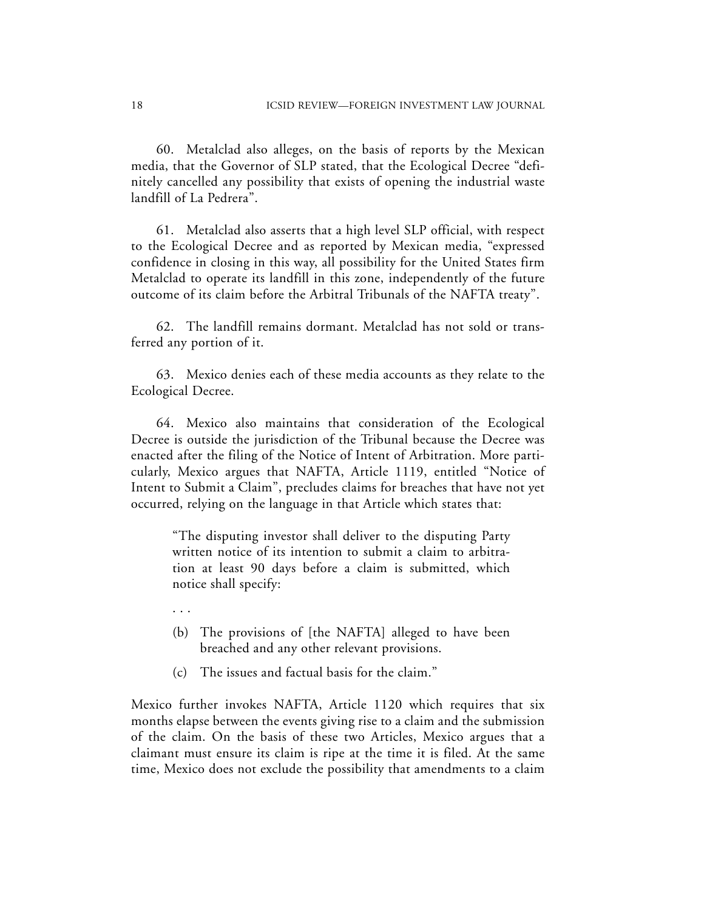60. Metalclad also alleges, on the basis of reports by the Mexican media, that the Governor of SLP stated, that the Ecological Decree "definitely cancelled any possibility that exists of opening the industrial waste landfill of La Pedrera".

61. Metalclad also asserts that a high level SLP official, with respect to the Ecological Decree and as reported by Mexican media, "expressed confidence in closing in this way, all possibility for the United States firm Metalclad to operate its landfill in this zone, independently of the future outcome of its claim before the Arbitral Tribunals of the NAFTA treaty".

62. The landfill remains dormant. Metalclad has not sold or transferred any portion of it.

63. Mexico denies each of these media accounts as they relate to the Ecological Decree.

64. Mexico also maintains that consideration of the Ecological Decree is outside the jurisdiction of the Tribunal because the Decree was enacted after the filing of the Notice of Intent of Arbitration. More particularly, Mexico argues that NAFTA, Article 1119, entitled "Notice of Intent to Submit a Claim", precludes claims for breaches that have not yet occurred, relying on the language in that Article which states that:

> "The disputing investor shall deliver to the disputing Party written notice of its intention to submit a claim to arbitration at least 90 days before a claim is submitted, which notice shall specify:
>
> . . .
>
> (b) The provisions of [the NAFTA] alleged to have been breached and any other relevant provisions.
>
> (c) The issues and factual basis for the claim."

Mexico further invokes NAFTA, Article 1120 which requires that six months elapse between the events giving rise to a claim and the submission of the claim. On the basis of these two Articles, Mexico argues that a claimant must ensure its claim is ripe at the time it is filed. At the same time, Mexico does not exclude the possibility that amendments to a claim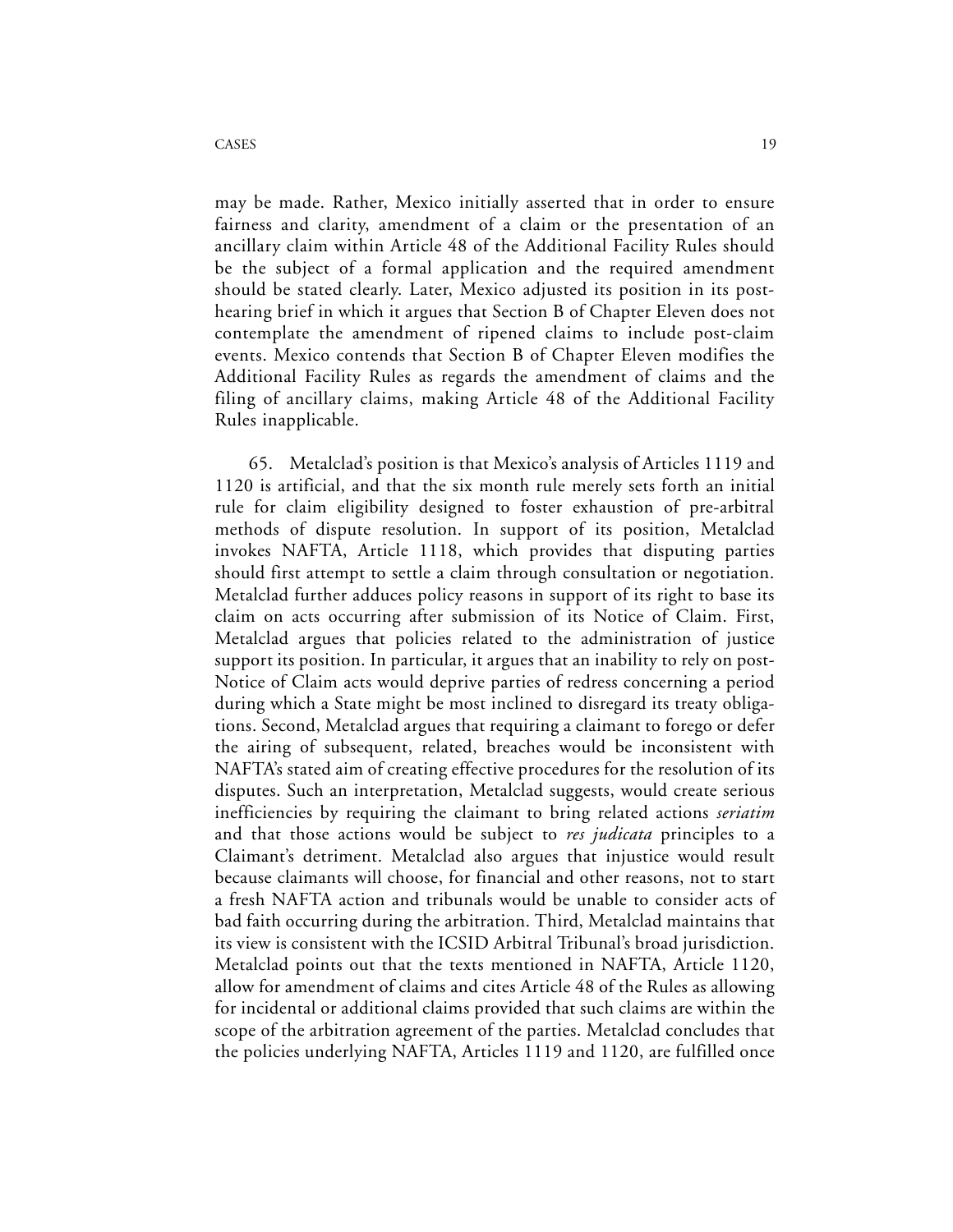may be made. Rather, Mexico initially asserted that in order to ensure fairness and clarity, amendment of a claim or the presentation of an ancillary claim within Article 48 of the Additional Facility Rules should be the subject of a formal application and the required amendment should be stated clearly. Later, Mexico adjusted its position in its post-hearing brief in which it argues that Section B of Chapter Eleven does not contemplate the amendment of ripened claims to include post-claim events. Mexico contends that Section B of Chapter Eleven modifies the Additional Facility Rules as regards the amendment of claims and the filing of ancillary claims, making Article 48 of the Additional Facility Rules inapplicable.

65. Metalclad's position is that Mexico's analysis of Articles 1119 and 1120 is artificial, and that the six month rule merely sets forth an initial rule for claim eligibility designed to foster exhaustion of pre-arbitral methods of dispute resolution. In support of its position, Metalclad invokes NAFTA, Article 1118, which provides that disputing parties should first attempt to settle a claim through consultation or negotiation. Metalclad further adduces policy reasons in support of its right to base its claim on acts occurring after submission of its Notice of Claim. First, Metalclad argues that policies related to the administration of justice support its position. In particular, it argues that an inability to rely on post-Notice of Claim acts would deprive parties of redress concerning a period during which a State might be most inclined to disregard its treaty obligations. Second, Metalclad argues that requiring a claimant to forego or defer the airing of subsequent, related, breaches would be inconsistent with NAFTA's stated aim of creating effective procedures for the resolution of its disputes. Such an interpretation, Metalclad suggests, would create serious inefficiencies by requiring the claimant to bring related actions *seriatim* and that those actions would be subject to *res judicata* principles to a Claimant's detriment. Metalclad also argues that injustice would result because claimants will choose, for financial and other reasons, not to start a fresh NAFTA action and tribunals would be unable to consider acts of bad faith occurring during the arbitration. Third, Metalclad maintains that its view is consistent with the ICSID Arbitral Tribunal's broad jurisdiction. Metalclad points out that the texts mentioned in NAFTA, Article 1120, allow for amendment of claims and cites Article 48 of the Rules as allowing for incidental or additional claims provided that such claims are within the scope of the arbitration agreement of the parties. Metalclad concludes that the policies underlying NAFTA, Articles 1119 and 1120, are fulfilled once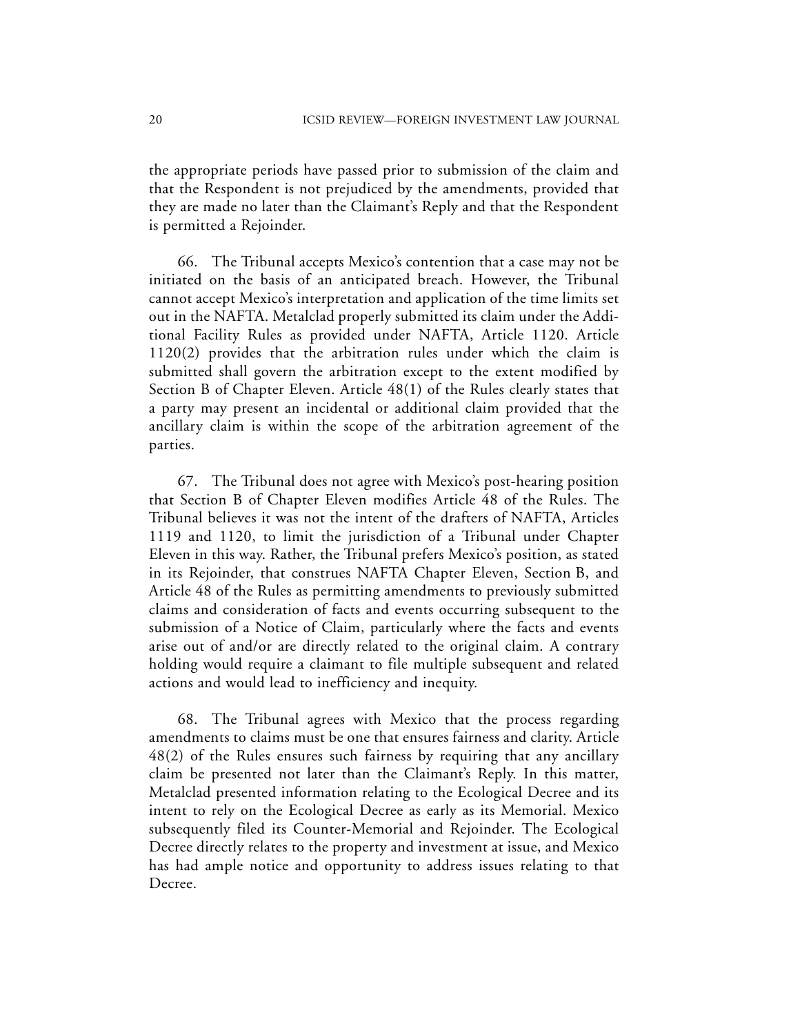the appropriate periods have passed prior to submission of the claim and that the Respondent is not prejudiced by the amendments, provided that they are made no later than the Claimant's Reply and that the Respondent is permitted a Rejoinder.

66. The Tribunal accepts Mexico's contention that a case may not be initiated on the basis of an anticipated breach. However, the Tribunal cannot accept Mexico's interpretation and application of the time limits set out in the NAFTA. Metalclad properly submitted its claim under the Additional Facility Rules as provided under NAFTA, Article 1120. Article 1120(2) provides that the arbitration rules under which the claim is submitted shall govern the arbitration except to the extent modified by Section B of Chapter Eleven. Article 48(1) of the Rules clearly states that a party may present an incidental or additional claim provided that the ancillary claim is within the scope of the arbitration agreement of the parties.

67. The Tribunal does not agree with Mexico's post-hearing position that Section B of Chapter Eleven modifies Article 48 of the Rules. The Tribunal believes it was not the intent of the drafters of NAFTA, Articles 1119 and 1120, to limit the jurisdiction of a Tribunal under Chapter Eleven in this way. Rather, the Tribunal prefers Mexico's position, as stated in its Rejoinder, that construes NAFTA Chapter Eleven, Section B, and Article 48 of the Rules as permitting amendments to previously submitted claims and consideration of facts and events occurring subsequent to the submission of a Notice of Claim, particularly where the facts and events arise out of and/or are directly related to the original claim. A contrary holding would require a claimant to file multiple subsequent and related actions and would lead to inefficiency and inequity.

68. The Tribunal agrees with Mexico that the process regarding amendments to claims must be one that ensures fairness and clarity. Article 48(2) of the Rules ensures such fairness by requiring that any ancillary claim be presented not later than the Claimant's Reply. In this matter, Metalclad presented information relating to the Ecological Decree and its intent to rely on the Ecological Decree as early as its Memorial. Mexico subsequently filed its Counter-Memorial and Rejoinder. The Ecological Decree directly relates to the property and investment at issue, and Mexico has had ample notice and opportunity to address issues relating to that Decree.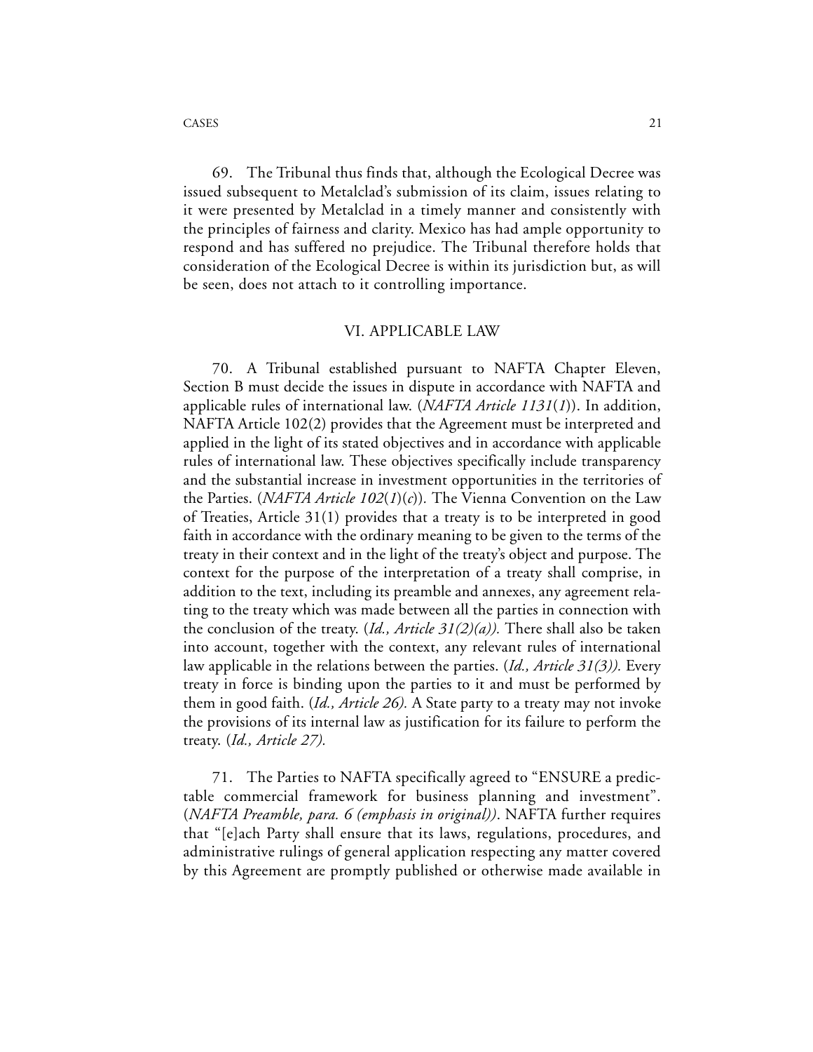69. The Tribunal thus finds that, although the Ecological Decree was issued subsequent to Metalclad's submission of its claim, issues relating to it were presented by Metalclad in a timely manner and consistently with the principles of fairness and clarity. Mexico has had ample opportunity to respond and has suffered no prejudice. The Tribunal therefore holds that consideration of the Ecological Decree is within its jurisdiction but, as will be seen, does not attach to it controlling importance.

## VI. APPLICABLE LAW

70. A Tribunal established pursuant to NAFTA Chapter Eleven, Section B must decide the issues in dispute in accordance with NAFTA and applicable rules of international law. (*NAFTA Article 1131*(*1*)). In addition, NAFTA Article 102(2) provides that the Agreement must be interpreted and applied in the light of its stated objectives and in accordance with applicable rules of international law. These objectives specifically include transparency and the substantial increase in investment opportunities in the territories of the Parties. (*NAFTA Article 102*(*1*)(*c*)). The Vienna Convention on the Law of Treaties, Article 31(1) provides that a treaty is to be interpreted in good faith in accordance with the ordinary meaning to be given to the terms of the treaty in their context and in the light of the treaty's object and purpose. The context for the purpose of the interpretation of a treaty shall comprise, in addition to the text, including its preamble and annexes, any agreement relating to the treaty which was made between all the parties in connection with the conclusion of the treaty. (*Id., Article 31(2)(a)).* There shall also be taken into account, together with the context, any relevant rules of international law applicable in the relations between the parties. (*Id., Article 31(3)).* Every treaty in force is binding upon the parties to it and must be performed by them in good faith. (*Id., Article 26).* A State party to a treaty may not invoke the provisions of its internal law as justification for its failure to perform the treaty. (*Id., Article 27).*

71. The Parties to NAFTA specifically agreed to "ENSURE a predictable commercial framework for business planning and investment". (*NAFTA Preamble, para. 6 (emphasis in original))*. NAFTA further requires that "[e]ach Party shall ensure that its laws, regulations, procedures, and administrative rulings of general application respecting any matter covered by this Agreement are promptly published or otherwise made available in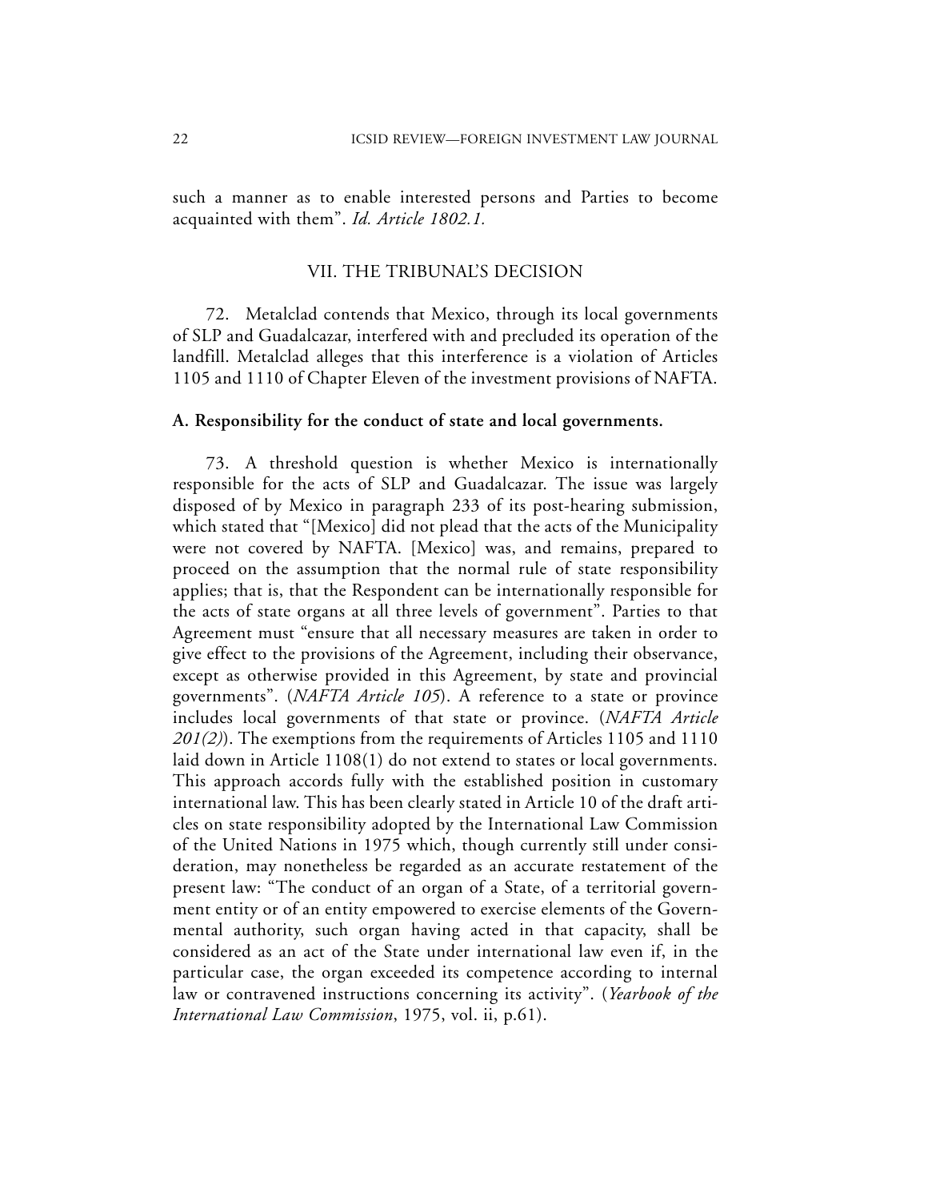such a manner as to enable interested persons and Parties to become acquainted with them". *Id. Article 1802.1.*

## VII. THE TRIBUNAL'S DECISION

72. Metalclad contends that Mexico, through its local governments of SLP and Guadalcazar, interfered with and precluded its operation of the landfill. Metalclad alleges that this interference is a violation of Articles 1105 and 1110 of Chapter Eleven of the investment provisions of NAFTA.

### A. Responsibility for the conduct of state and local governments.

73. A threshold question is whether Mexico is internationally responsible for the acts of SLP and Guadalcazar. The issue was largely disposed of by Mexico in paragraph 233 of its post-hearing submission, which stated that "[Mexico] did not plead that the acts of the Municipality were not covered by NAFTA. [Mexico] was, and remains, prepared to proceed on the assumption that the normal rule of state responsibility applies; that is, that the Respondent can be internationally responsible for the acts of state organs at all three levels of government". Parties to that Agreement must "ensure that all necessary measures are taken in order to give effect to the provisions of the Agreement, including their observance, except as otherwise provided in this Agreement, by state and provincial governments". (*NAFTA Article 105*). A reference to a state or province includes local governments of that state or province. (*NAFTA Article 201(2)*). The exemptions from the requirements of Articles 1105 and 1110 laid down in Article 1108(1) do not extend to states or local governments. This approach accords fully with the established position in customary international law. This has been clearly stated in Article 10 of the draft articles on state responsibility adopted by the International Law Commission of the United Nations in 1975 which, though currently still under consideration, may nonetheless be regarded as an accurate restatement of the present law: "The conduct of an organ of a State, of a territorial government entity or of an entity empowered to exercise elements of the Governmental authority, such organ having acted in that capacity, shall be considered as an act of the State under international law even if, in the particular case, the organ exceeded its competence according to internal law or contravened instructions concerning its activity". (*Yearbook of the International Law Commission*, 1975, vol. ii, p.61).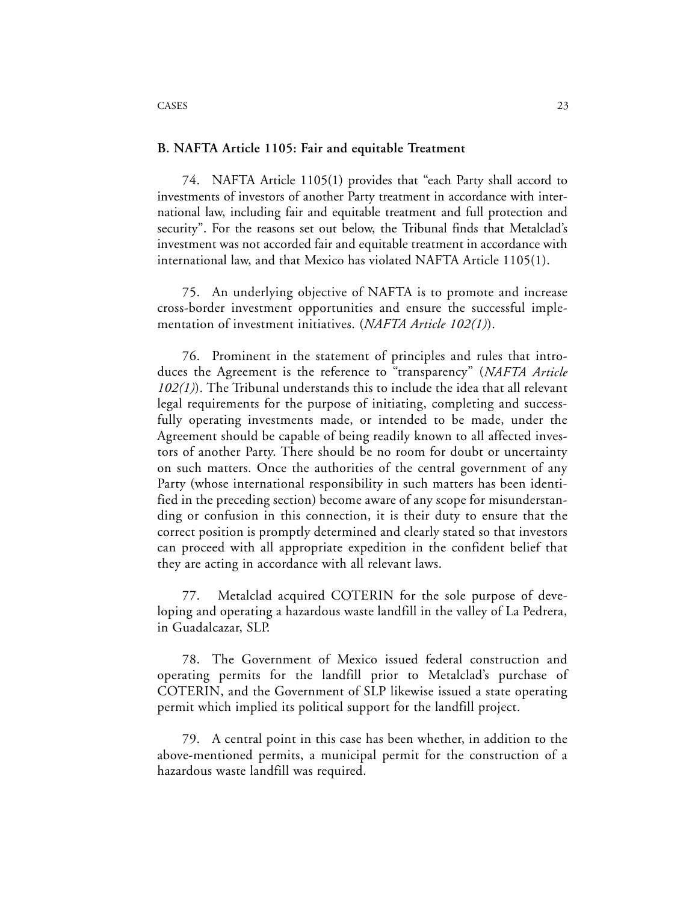**B. NAFTA Article 1105: Fair and equitable Treatment**

74. NAFTA Article 1105(1) provides that "each Party shall accord to investments of investors of another Party treatment in accordance with international law, including fair and equitable treatment and full protection and security". For the reasons set out below, the Tribunal finds that Metalclad's investment was not accorded fair and equitable treatment in accordance with international law, and that Mexico has violated NAFTA Article 1105(1).

75. An underlying objective of NAFTA is to promote and increase cross-border investment opportunities and ensure the successful implementation of investment initiatives. (*NAFTA Article 102(1)*).

76. Prominent in the statement of principles and rules that introduces the Agreement is the reference to "transparency" (*NAFTA Article 102(1)*). The Tribunal understands this to include the idea that all relevant legal requirements for the purpose of initiating, completing and successfully operating investments made, or intended to be made, under the Agreement should be capable of being readily known to all affected investors of another Party. There should be no room for doubt or uncertainty on such matters. Once the authorities of the central government of any Party (whose international responsibility in such matters has been identified in the preceding section) become aware of any scope for misunderstanding or confusion in this connection, it is their duty to ensure that the correct position is promptly determined and clearly stated so that investors can proceed with all appropriate expedition in the confident belief that they are acting in accordance with all relevant laws.

77. Metalclad acquired COTERIN for the sole purpose of developing and operating a hazardous waste landfill in the valley of La Pedrera, in Guadalcazar, SLP.

78. The Government of Mexico issued federal construction and operating permits for the landfill prior to Metalclad's purchase of COTERIN, and the Government of SLP likewise issued a state operating permit which implied its political support for the landfill project.

79. A central point in this case has been whether, in addition to the above-mentioned permits, a municipal permit for the construction of a hazardous waste landfill was required.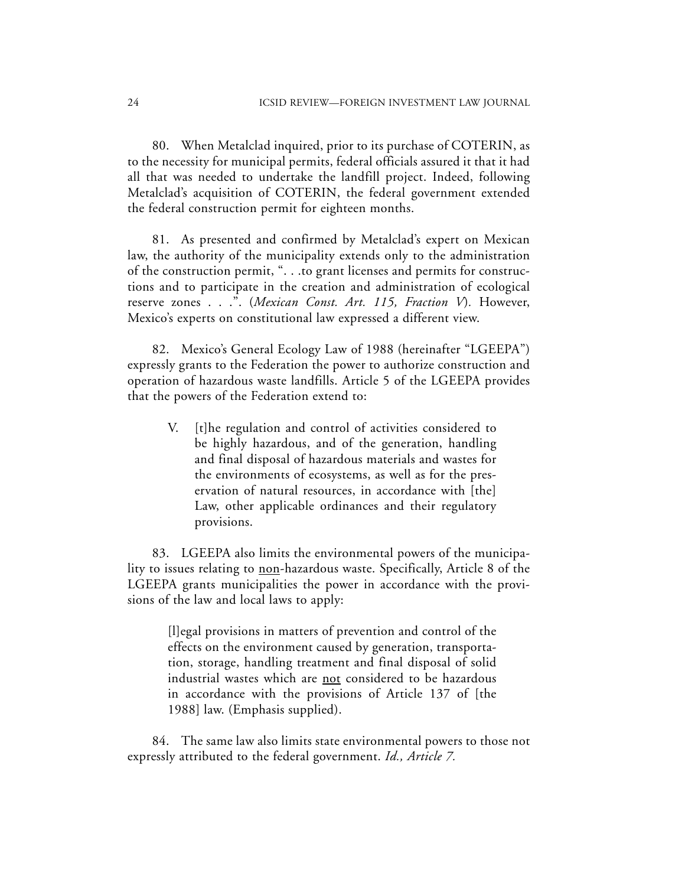80. When Metalclad inquired, prior to its purchase of COTERIN, as to the necessity for municipal permits, federal officials assured it that it had all that was needed to undertake the landfill project. Indeed, following Metalclad's acquisition of COTERIN, the federal government extended the federal construction permit for eighteen months.

81. As presented and confirmed by Metalclad's expert on Mexican law, the authority of the municipality extends only to the administration of the construction permit, ". . .to grant licenses and permits for constructions and to participate in the creation and administration of ecological reserve zones . . .". (*Mexican Const. Art. 115, Fraction V*). However, Mexico's experts on constitutional law expressed a different view.

82. Mexico's General Ecology Law of 1988 (hereinafter "LGEEPA") expressly grants to the Federation the power to authorize construction and operation of hazardous waste landfills. Article 5 of the LGEEPA provides that the powers of the Federation extend to:

> V. [t]he regulation and control of activities considered to be highly hazardous, and of the generation, handling and final disposal of hazardous materials and wastes for the environments of ecosystems, as well as for the preservation of natural resources, in accordance with [the] Law, other applicable ordinances and their regulatory provisions.

83. LGEEPA also limits the environmental powers of the municipality to issues relating to <u>non</u>-hazardous waste. Specifically, Article 8 of the LGEEPA grants municipalities the power in accordance with the provisions of the law and local laws to apply:

> [l]egal provisions in matters of prevention and control of the effects on the environment caused by generation, transportation, storage, handling treatment and final disposal of solid industrial wastes which are <u>not</u> considered to be hazardous in accordance with the provisions of Article 137 of [the 1988] law. (Emphasis supplied).

84. The same law also limits state environmental powers to those not expressly attributed to the federal government. *Id., Article 7.*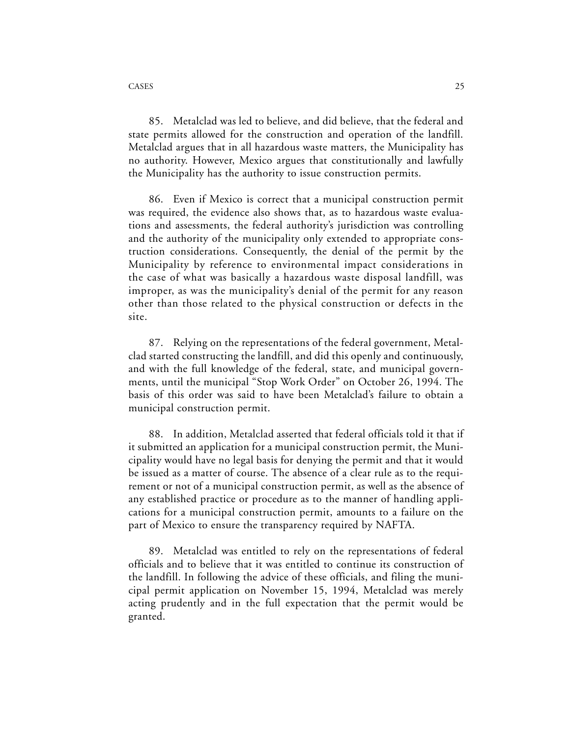85. Metalclad was led to believe, and did believe, that the federal and state permits allowed for the construction and operation of the landfill. Metalclad argues that in all hazardous waste matters, the Municipality has no authority. However, Mexico argues that constitutionally and lawfully the Municipality has the authority to issue construction permits.

86. Even if Mexico is correct that a municipal construction permit was required, the evidence also shows that, as to hazardous waste evaluations and assessments, the federal authority's jurisdiction was controlling and the authority of the municipality only extended to appropriate construction considerations. Consequently, the denial of the permit by the Municipality by reference to environmental impact considerations in the case of what was basically a hazardous waste disposal landfill, was improper, as was the municipality's denial of the permit for any reason other than those related to the physical construction or defects in the site.

87. Relying on the representations of the federal government, Metalclad started constructing the landfill, and did this openly and continuously, and with the full knowledge of the federal, state, and municipal governments, until the municipal "Stop Work Order" on October 26, 1994. The basis of this order was said to have been Metalclad's failure to obtain a municipal construction permit.

88. In addition, Metalclad asserted that federal officials told it that if it submitted an application for a municipal construction permit, the Municipality would have no legal basis for denying the permit and that it would be issued as a matter of course. The absence of a clear rule as to the requirement or not of a municipal construction permit, as well as the absence of any established practice or procedure as to the manner of handling applications for a municipal construction permit, amounts to a failure on the part of Mexico to ensure the transparency required by NAFTA.

89. Metalclad was entitled to rely on the representations of federal officials and to believe that it was entitled to continue its construction of the landfill. In following the advice of these officials, and filing the municipal permit application on November 15, 1994, Metalclad was merely acting prudently and in the full expectation that the permit would be granted.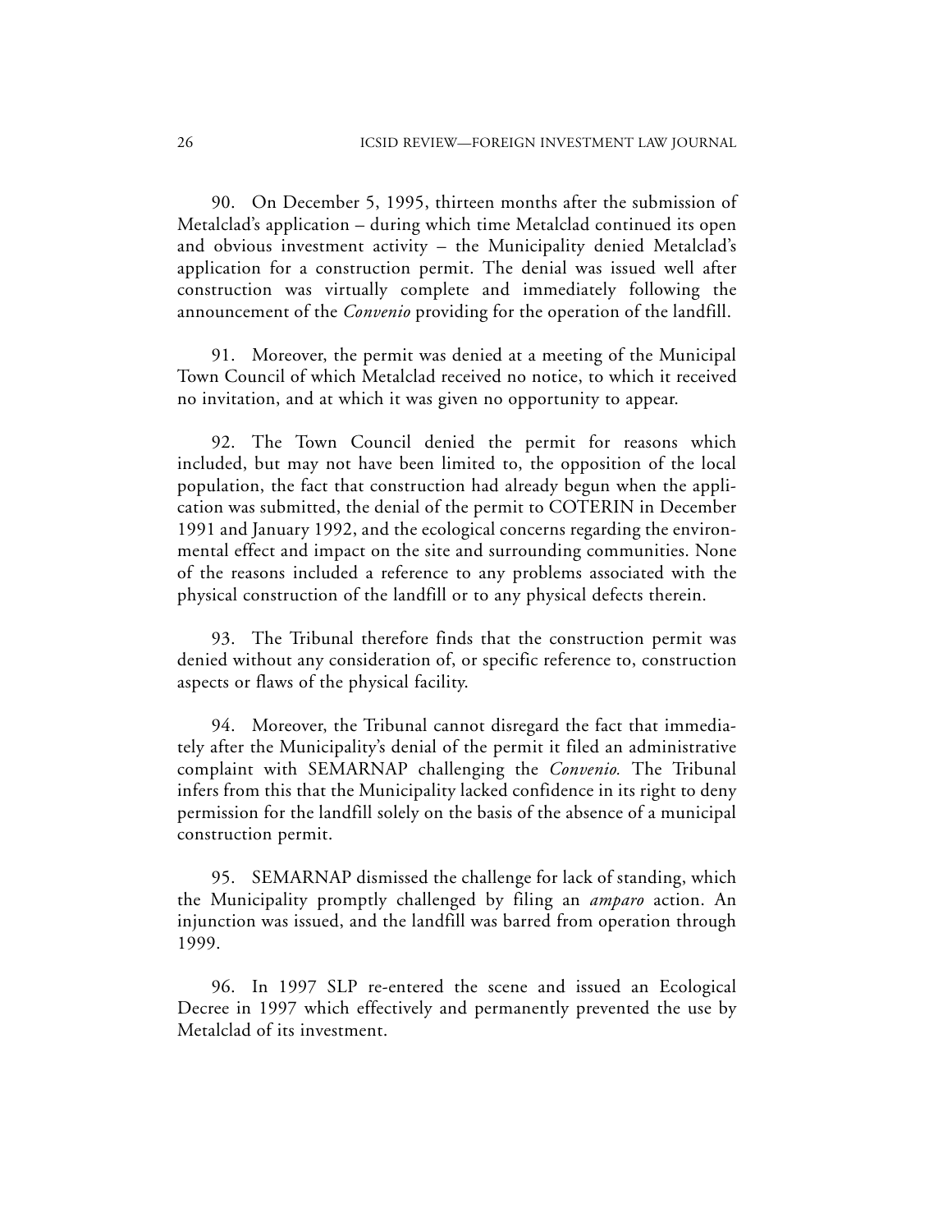90. On December 5, 1995, thirteen months after the submission of Metalclad's application – during which time Metalclad continued its open and obvious investment activity – the Municipality denied Metalclad's application for a construction permit. The denial was issued well after construction was virtually complete and immediately following the announcement of the *Convenio* providing for the operation of the landfill.

91. Moreover, the permit was denied at a meeting of the Municipal Town Council of which Metalclad received no notice, to which it received no invitation, and at which it was given no opportunity to appear.

92. The Town Council denied the permit for reasons which included, but may not have been limited to, the opposition of the local population, the fact that construction had already begun when the application was submitted, the denial of the permit to COTERIN in December 1991 and January 1992, and the ecological concerns regarding the environmental effect and impact on the site and surrounding communities. None of the reasons included a reference to any problems associated with the physical construction of the landfill or to any physical defects therein.

93. The Tribunal therefore finds that the construction permit was denied without any consideration of, or specific reference to, construction aspects or flaws of the physical facility.

94. Moreover, the Tribunal cannot disregard the fact that immediately after the Municipality's denial of the permit it filed an administrative complaint with SEMARNAP challenging the *Convenio.* The Tribunal infers from this that the Municipality lacked confidence in its right to deny permission for the landfill solely on the basis of the absence of a municipal construction permit.

95. SEMARNAP dismissed the challenge for lack of standing, which the Municipality promptly challenged by filing an *amparo* action. An injunction was issued, and the landfill was barred from operation through 1999.

96. In 1997 SLP re-entered the scene and issued an Ecological Decree in 1997 which effectively and permanently prevented the use by Metalclad of its investment.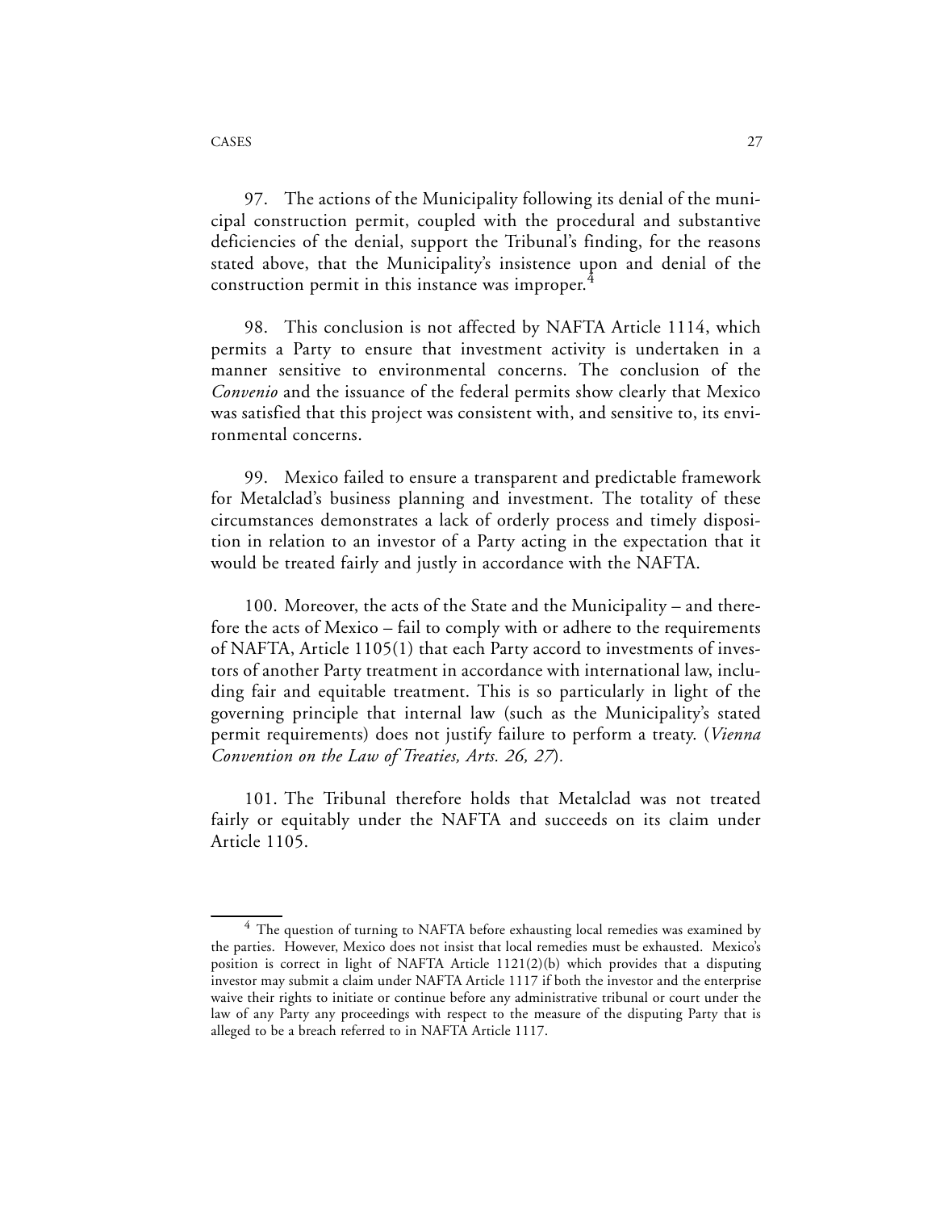97. The actions of the Municipality following its denial of the municipal construction permit, coupled with the procedural and substantive deficiencies of the denial, support the Tribunal's finding, for the reasons stated above, that the Municipality's insistence upon and denial of the construction permit in this instance was improper.[4]

98. This conclusion is not affected by NAFTA Article 1114, which permits a Party to ensure that investment activity is undertaken in a manner sensitive to environmental concerns. The conclusion of the *Convenio* and the issuance of the federal permits show clearly that Mexico was satisfied that this project was consistent with, and sensitive to, its environmental concerns.

99. Mexico failed to ensure a transparent and predictable framework for Metalclad's business planning and investment. The totality of these circumstances demonstrates a lack of orderly process and timely disposition in relation to an investor of a Party acting in the expectation that it would be treated fairly and justly in accordance with the NAFTA.

100. Moreover, the acts of the State and the Municipality – and therefore the acts of Mexico – fail to comply with or adhere to the requirements of NAFTA, Article 1105(1) that each Party accord to investments of investors of another Party treatment in accordance with international law, including fair and equitable treatment. This is so particularly in light of the governing principle that internal law (such as the Municipality's stated permit requirements) does not justify failure to perform a treaty. (*Vienna Convention on the Law of Treaties, Arts. 26, 27*).

101. The Tribunal therefore holds that Metalclad was not treated fairly or equitably under the NAFTA and succeeds on its claim under Article 1105.

---

[4] The question of turning to NAFTA before exhausting local remedies was examined by the parties. However, Mexico does not insist that local remedies must be exhausted. Mexico's position is correct in light of NAFTA Article 1121(2)(b) which provides that a disputing investor may submit a claim under NAFTA Article 1117 if both the investor and the enterprise waive their rights to initiate or continue before any administrative tribunal or court under the law of any Party any proceedings with respect to the measure of the disputing Party that is alleged to be a breach referred to in NAFTA Article 1117.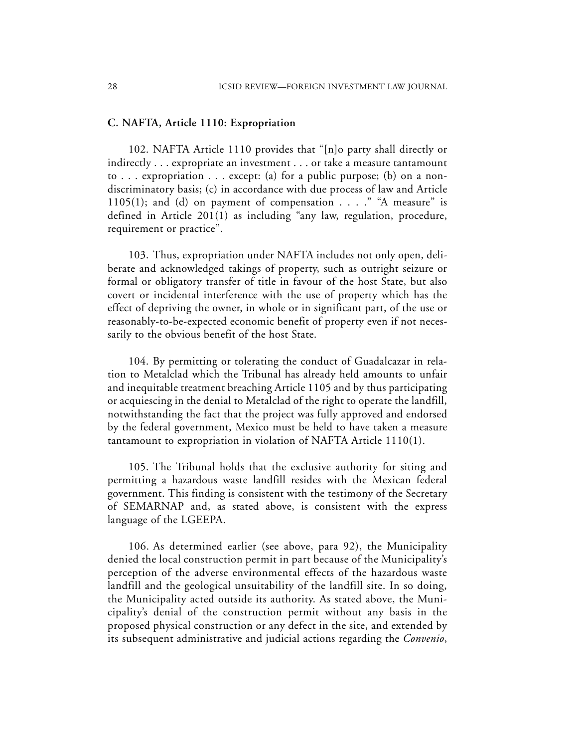### C. NAFTA, Article 1110: Expropriation

102. NAFTA Article 1110 provides that "[n]o party shall directly or indirectly . . . expropriate an investment . . . or take a measure tantamount to . . . expropriation . . . except: (a) for a public purpose; (b) on a non-discriminatory basis; (c) in accordance with due process of law and Article 1105(1); and (d) on payment of compensation . . . ." "A measure" is defined in Article 201(1) as including "any law, regulation, procedure, requirement or practice".

103. Thus, expropriation under NAFTA includes not only open, deliberate and acknowledged takings of property, such as outright seizure or formal or obligatory transfer of title in favour of the host State, but also covert or incidental interference with the use of property which has the effect of depriving the owner, in whole or in significant part, of the use or reasonably-to-be-expected economic benefit of property even if not necessarily to the obvious benefit of the host State.

104. By permitting or tolerating the conduct of Guadalcazar in relation to Metalclad which the Tribunal has already held amounts to unfair and inequitable treatment breaching Article 1105 and by thus participating or acquiescing in the denial to Metalclad of the right to operate the landfill, notwithstanding the fact that the project was fully approved and endorsed by the federal government, Mexico must be held to have taken a measure tantamount to expropriation in violation of NAFTA Article 1110(1).

105. The Tribunal holds that the exclusive authority for siting and permitting a hazardous waste landfill resides with the Mexican federal government. This finding is consistent with the testimony of the Secretary of SEMARNAP and, as stated above, is consistent with the express language of the LGEEPA.

106. As determined earlier (see above, para 92), the Municipality denied the local construction permit in part because of the Municipality's perception of the adverse environmental effects of the hazardous waste landfill and the geological unsuitability of the landfill site. In so doing, the Municipality acted outside its authority. As stated above, the Municipality's denial of the construction permit without any basis in the proposed physical construction or any defect in the site, and extended by its subsequent administrative and judicial actions regarding the *Convenio*,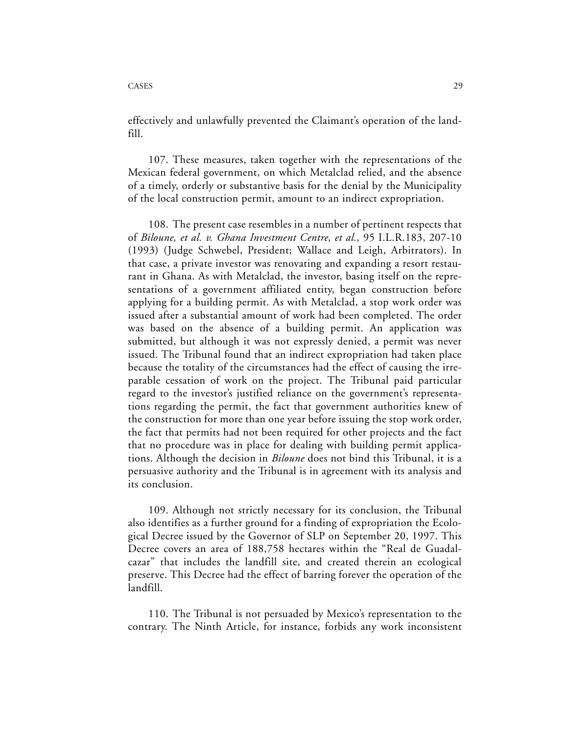effectively and unlawfully prevented the Claimant's operation of the landfill.

107. These measures, taken together with the representations of the Mexican federal government, on which Metalclad relied, and the absence of a timely, orderly or substantive basis for the denial by the Municipality of the local construction permit, amount to an indirect expropriation.

108. The present case resembles in a number of pertinent respects that of *Biloune, et al. v. Ghana Investment Centre, et al.,* 95 I.L.R.183, 207-10 (1993) (Judge Schwebel, President; Wallace and Leigh, Arbitrators). In that case, a private investor was renovating and expanding a resort restaurant in Ghana. As with Metalclad, the investor, basing itself on the representations of a government affiliated entity, began construction before applying for a building permit. As with Metalclad, a stop work order was issued after a substantial amount of work had been completed. The order was based on the absence of a building permit. An application was submitted, but although it was not expressly denied, a permit was never issued. The Tribunal found that an indirect expropriation had taken place because the totality of the circumstances had the effect of causing the irreparable cessation of work on the project. The Tribunal paid particular regard to the investor's justified reliance on the government's representations regarding the permit, the fact that government authorities knew of the construction for more than one year before issuing the stop work order, the fact that permits had not been required for other projects and the fact that no procedure was in place for dealing with building permit applications. Although the decision in *Biloune* does not bind this Tribunal, it is a persuasive authority and the Tribunal is in agreement with its analysis and its conclusion.

109. Although not strictly necessary for its conclusion, the Tribunal also identifies as a further ground for a finding of expropriation the Ecological Decree issued by the Governor of SLP on September 20, 1997. This Decree covers an area of 188,758 hectares within the "Real de Guadalcazar" that includes the landfill site, and created therein an ecological preserve. This Decree had the effect of barring forever the operation of the landfill.

110. The Tribunal is not persuaded by Mexico's representation to the contrary. The Ninth Article, for instance, forbids any work inconsistent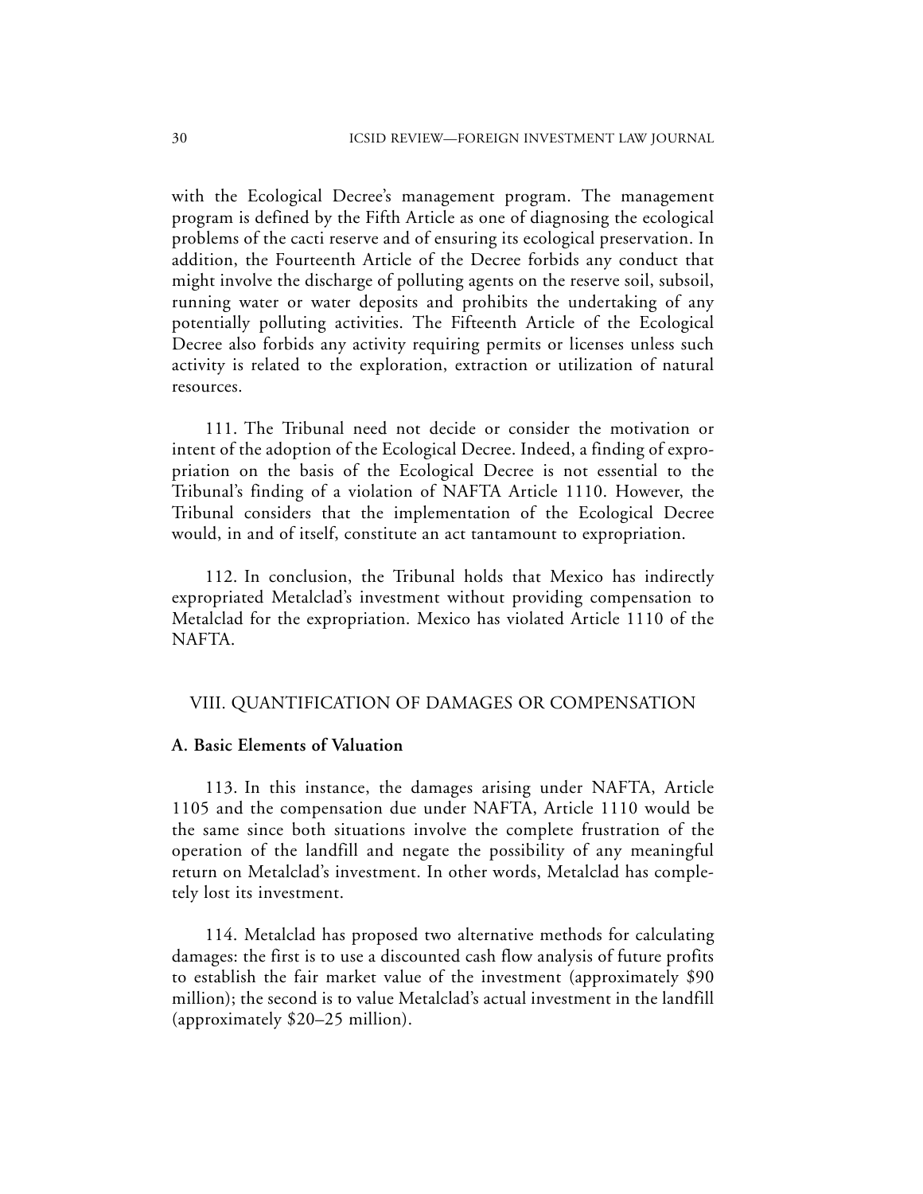with the Ecological Decree's management program. The management program is defined by the Fifth Article as one of diagnosing the ecological problems of the cacti reserve and of ensuring its ecological preservation. In addition, the Fourteenth Article of the Decree forbids any conduct that might involve the discharge of polluting agents on the reserve soil, subsoil, running water or water deposits and prohibits the undertaking of any potentially polluting activities. The Fifteenth Article of the Ecological Decree also forbids any activity requiring permits or licenses unless such activity is related to the exploration, extraction or utilization of natural resources.

111. The Tribunal need not decide or consider the motivation or intent of the adoption of the Ecological Decree. Indeed, a finding of expropriation on the basis of the Ecological Decree is not essential to the Tribunal's finding of a violation of NAFTA Article 1110. However, the Tribunal considers that the implementation of the Ecological Decree would, in and of itself, constitute an act tantamount to expropriation.

112. In conclusion, the Tribunal holds that Mexico has indirectly expropriated Metalclad's investment without providing compensation to Metalclad for the expropriation. Mexico has violated Article 1110 of the NAFTA.

## VIII. QUANTIFICATION OF DAMAGES OR COMPENSATION

### A. Basic Elements of Valuation

113. In this instance, the damages arising under NAFTA, Article 1105 and the compensation due under NAFTA, Article 1110 would be the same since both situations involve the complete frustration of the operation of the landfill and negate the possibility of any meaningful return on Metalclad's investment. In other words, Metalclad has completely lost its investment.

114. Metalclad has proposed two alternative methods for calculating damages: the first is to use a discounted cash flow analysis of future profits to establish the fair market value of the investment (approximately $90 million); the second is to value Metalclad's actual investment in the landfill (approximately $20–25 million).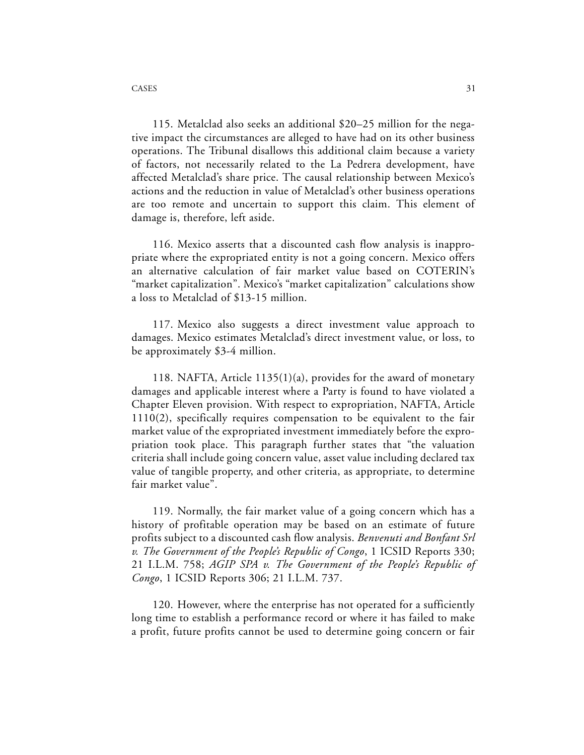115. Metalclad also seeks an additional $20–25 million for the negative impact the circumstances are alleged to have had on its other business operations. The Tribunal disallows this additional claim because a variety of factors, not necessarily related to the La Pedrera development, have affected Metalclad's share price. The causal relationship between Mexico's actions and the reduction in value of Metalclad's other business operations are too remote and uncertain to support this claim. This element of damage is, therefore, left aside.

116. Mexico asserts that a discounted cash flow analysis is inappropriate where the expropriated entity is not a going concern. Mexico offers an alternative calculation of fair market value based on COTERIN's "market capitalization". Mexico's "market capitalization" calculations show a loss to Metalclad of $13-15 million.

117. Mexico also suggests a direct investment value approach to damages. Mexico estimates Metalclad's direct investment value, or loss, to be approximately $3-4 million.

118. NAFTA, Article 1135(1)(a), provides for the award of monetary damages and applicable interest where a Party is found to have violated a Chapter Eleven provision. With respect to expropriation, NAFTA, Article 1110(2), specifically requires compensation to be equivalent to the fair market value of the expropriated investment immediately before the expropriation took place. This paragraph further states that "the valuation criteria shall include going concern value, asset value including declared tax value of tangible property, and other criteria, as appropriate, to determine fair market value".

119. Normally, the fair market value of a going concern which has a history of profitable operation may be based on an estimate of future profits subject to a discounted cash flow analysis. *Benvenuti and Bonfant Srl v. The Government of the People's Republic of Congo*, 1 ICSID Reports 330; 21 I.L.M. 758; *AGIP SPA v. The Government of the People's Republic of Congo*, 1 ICSID Reports 306; 21 I.L.M. 737.

120. However, where the enterprise has not operated for a sufficiently long time to establish a performance record or where it has failed to make a profit, future profits cannot be used to determine going concern or fair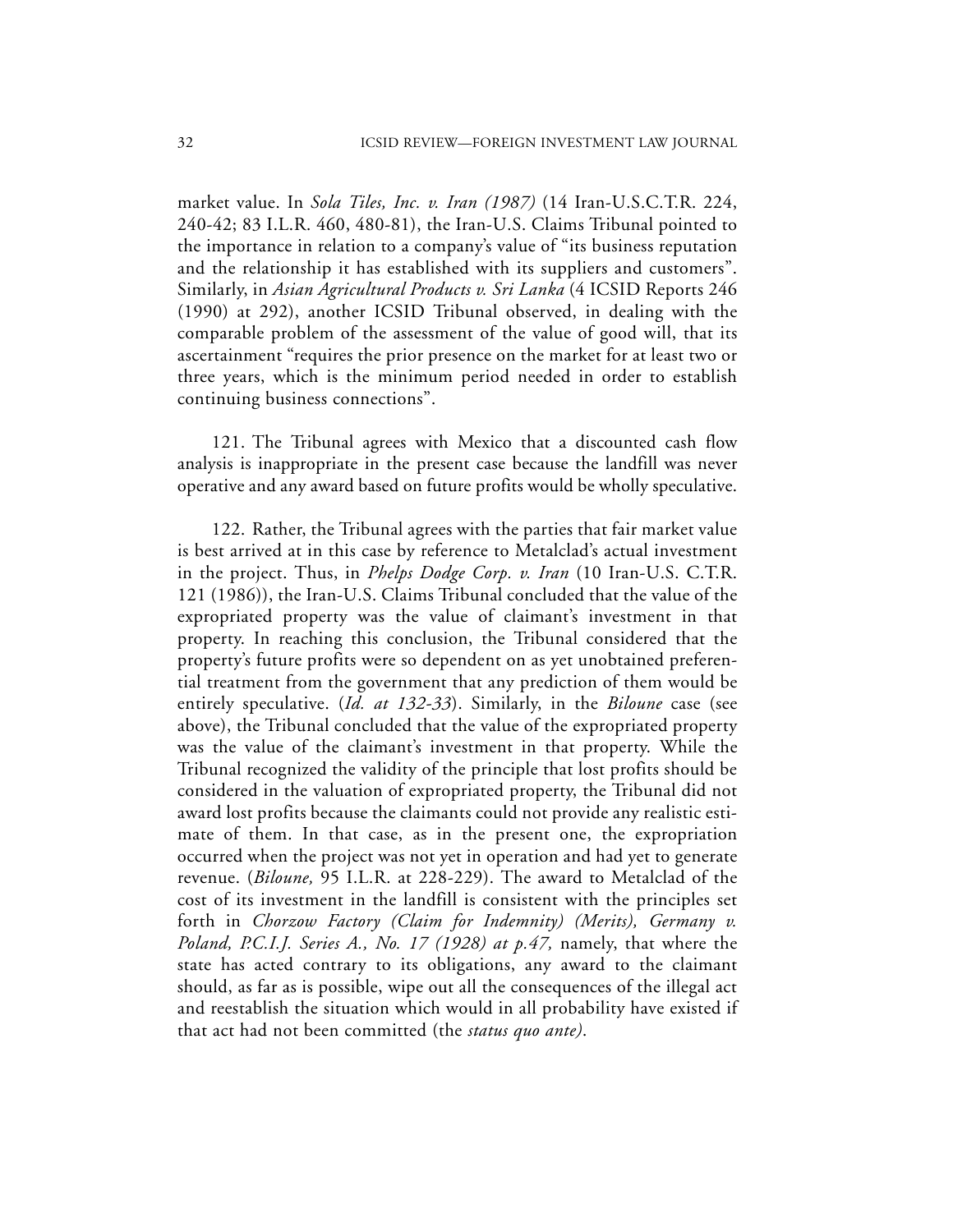market value. In *Sola Tiles, Inc. v. Iran (1987)* (14 Iran-U.S.C.T.R. 224, 240-42; 83 I.L.R. 460, 480-81), the Iran-U.S. Claims Tribunal pointed to the importance in relation to a company's value of "its business reputation and the relationship it has established with its suppliers and customers". Similarly, in *Asian Agricultural Products v. Sri Lanka* (4 ICSID Reports 246 (1990) at 292), another ICSID Tribunal observed, in dealing with the comparable problem of the assessment of the value of good will, that its ascertainment "requires the prior presence on the market for at least two or three years, which is the minimum period needed in order to establish continuing business connections".

121. The Tribunal agrees with Mexico that a discounted cash flow analysis is inappropriate in the present case because the landfill was never operative and any award based on future profits would be wholly speculative.

122. Rather, the Tribunal agrees with the parties that fair market value is best arrived at in this case by reference to Metalclad's actual investment in the project. Thus, in *Phelps Dodge Corp. v. Iran* (10 Iran-U.S. C.T.R. 121 (1986)), the Iran-U.S. Claims Tribunal concluded that the value of the expropriated property was the value of claimant's investment in that property. In reaching this conclusion, the Tribunal considered that the property's future profits were so dependent on as yet unobtained preferential treatment from the government that any prediction of them would be entirely speculative. (*Id. at 132-33*). Similarly, in the *Biloune* case (see above), the Tribunal concluded that the value of the expropriated property was the value of the claimant's investment in that property. While the Tribunal recognized the validity of the principle that lost profits should be considered in the valuation of expropriated property, the Tribunal did not award lost profits because the claimants could not provide any realistic estimate of them. In that case, as in the present one, the expropriation occurred when the project was not yet in operation and had yet to generate revenue. (*Biloune,* 95 I.L.R. at 228-229). The award to Metalclad of the cost of its investment in the landfill is consistent with the principles set forth in *Chorzow Factory (Claim for Indemnity) (Merits), Germany v. Poland, P.C.I.J. Series A., No. 17 (1928) at p.47,* namely, that where the state has acted contrary to its obligations, any award to the claimant should, as far as is possible, wipe out all the consequences of the illegal act and reestablish the situation which would in all probability have existed if that act had not been committed (the *status quo ante)*.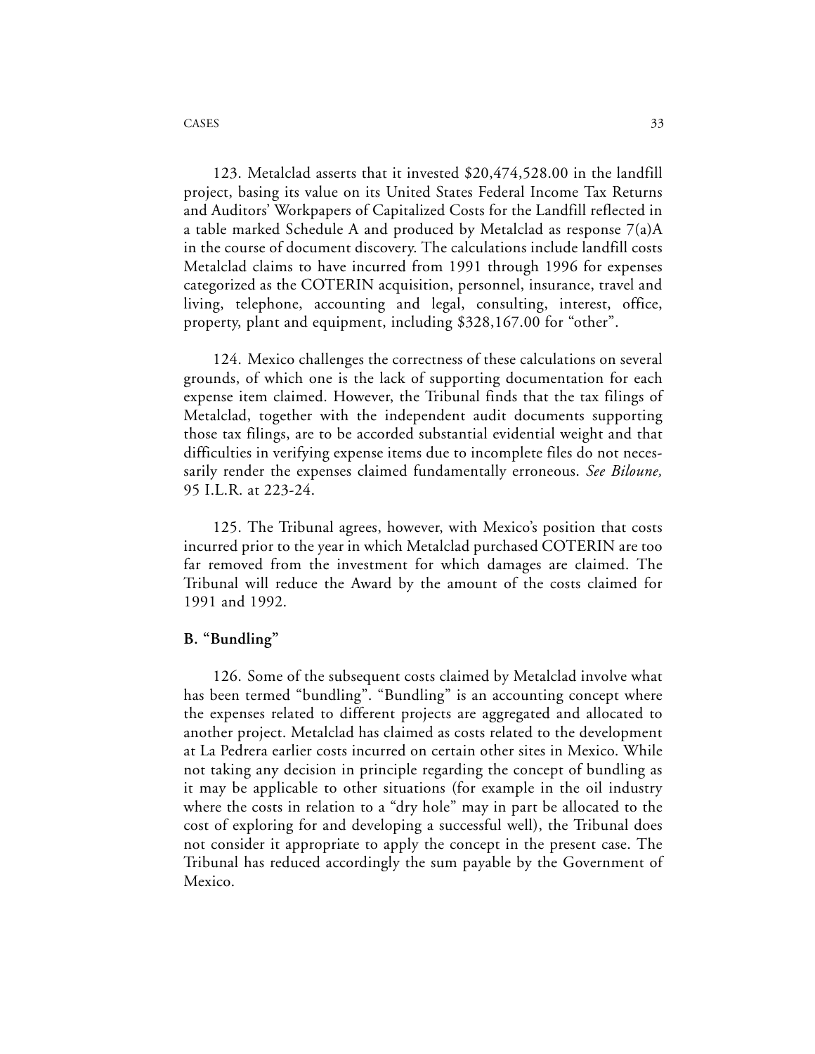123. Metalclad asserts that it invested $20,474,528.00 in the landfill project, basing its value on its United States Federal Income Tax Returns and Auditors' Workpapers of Capitalized Costs for the Landfill reflected in a table marked Schedule A and produced by Metalclad as response 7(a)A in the course of document discovery. The calculations include landfill costs Metalclad claims to have incurred from 1991 through 1996 for expenses categorized as the COTERIN acquisition, personnel, insurance, travel and living, telephone, accounting and legal, consulting, interest, office, property, plant and equipment, including $328,167.00 for "other".

124. Mexico challenges the correctness of these calculations on several grounds, of which one is the lack of supporting documentation for each expense item claimed. However, the Tribunal finds that the tax filings of Metalclad, together with the independent audit documents supporting those tax filings, are to be accorded substantial evidential weight and that difficulties in verifying expense items due to incomplete files do not necessarily render the expenses claimed fundamentally erroneous. *See Biloune,* 95 I.L.R. at 223-24.

125. The Tribunal agrees, however, with Mexico's position that costs incurred prior to the year in which Metalclad purchased COTERIN are too far removed from the investment for which damages are claimed. The Tribunal will reduce the Award by the amount of the costs claimed for 1991 and 1992.

**B. "Bundling"**

126. Some of the subsequent costs claimed by Metalclad involve what has been termed "bundling". "Bundling" is an accounting concept where the expenses related to different projects are aggregated and allocated to another project. Metalclad has claimed as costs related to the development at La Pedrera earlier costs incurred on certain other sites in Mexico. While not taking any decision in principle regarding the concept of bundling as it may be applicable to other situations (for example in the oil industry where the costs in relation to a "dry hole" may in part be allocated to the cost of exploring for and developing a successful well), the Tribunal does not consider it appropriate to apply the concept in the present case. The Tribunal has reduced accordingly the sum payable by the Government of Mexico.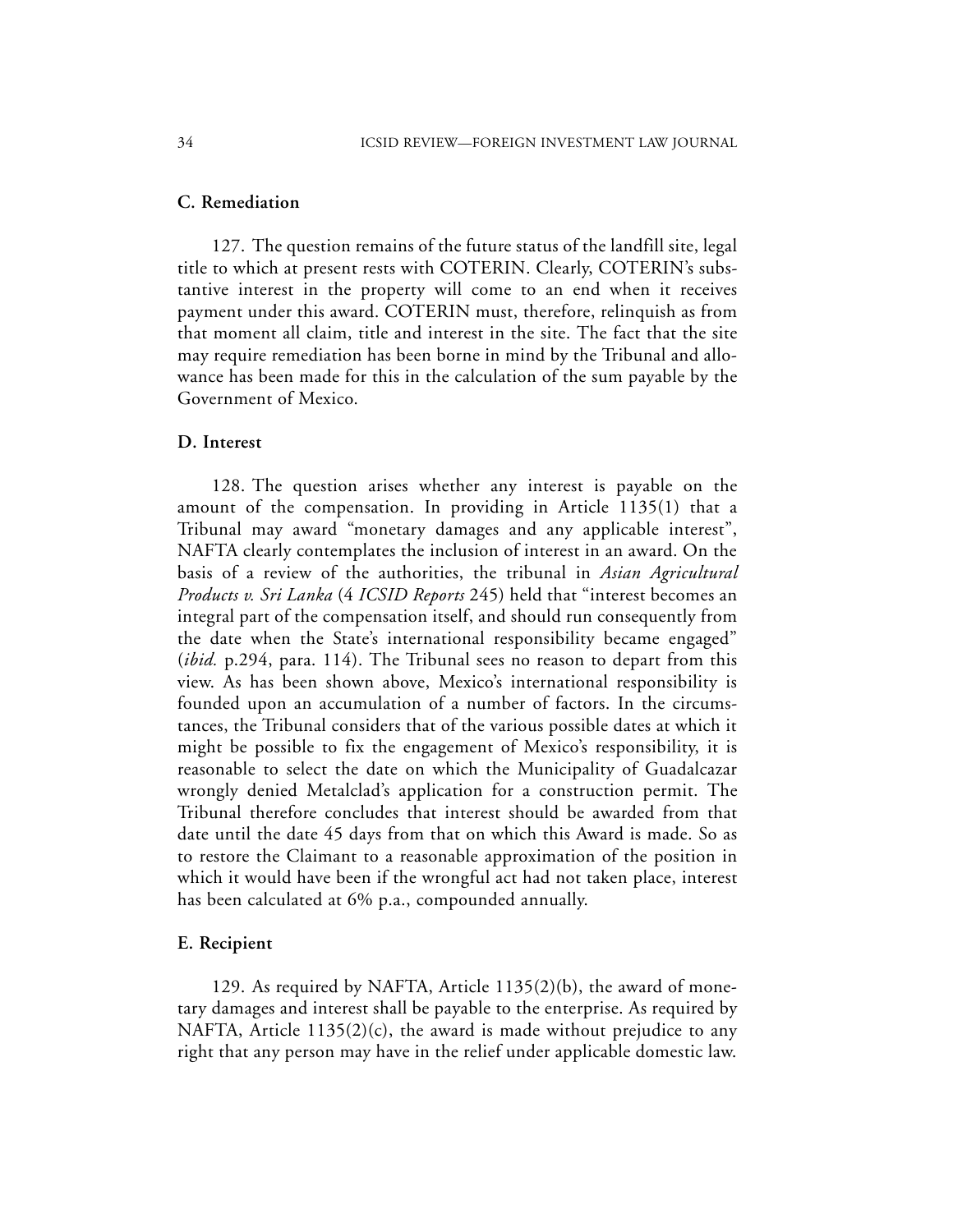### C. Remediation

127. The question remains of the future status of the landfill site, legal title to which at present rests with COTERIN. Clearly, COTERIN's substantive interest in the property will come to an end when it receives payment under this award. COTERIN must, therefore, relinquish as from that moment all claim, title and interest in the site. The fact that the site may require remediation has been borne in mind by the Tribunal and allowance has been made for this in the calculation of the sum payable by the Government of Mexico.

### D. Interest

128. The question arises whether any interest is payable on the amount of the compensation. In providing in Article 1135(1) that a Tribunal may award "monetary damages and any applicable interest", NAFTA clearly contemplates the inclusion of interest in an award. On the basis of a review of the authorities, the tribunal in *Asian Agricultural Products v. Sri Lanka* (4 *ICSID Reports* 245) held that "interest becomes an integral part of the compensation itself, and should run consequently from the date when the State's international responsibility became engaged" (*ibid.* p.294, para. 114). The Tribunal sees no reason to depart from this view. As has been shown above, Mexico's international responsibility is founded upon an accumulation of a number of factors. In the circumstances, the Tribunal considers that of the various possible dates at which it might be possible to fix the engagement of Mexico's responsibility, it is reasonable to select the date on which the Municipality of Guadalcazar wrongly denied Metalclad's application for a construction permit. The Tribunal therefore concludes that interest should be awarded from that date until the date 45 days from that on which this Award is made. So as to restore the Claimant to a reasonable approximation of the position in which it would have been if the wrongful act had not taken place, interest has been calculated at 6% p.a., compounded annually.

### E. Recipient

129. As required by NAFTA, Article 1135(2)(b), the award of monetary damages and interest shall be payable to the enterprise. As required by NAFTA, Article 1135(2)(c), the award is made without prejudice to any right that any person may have in the relief under applicable domestic law.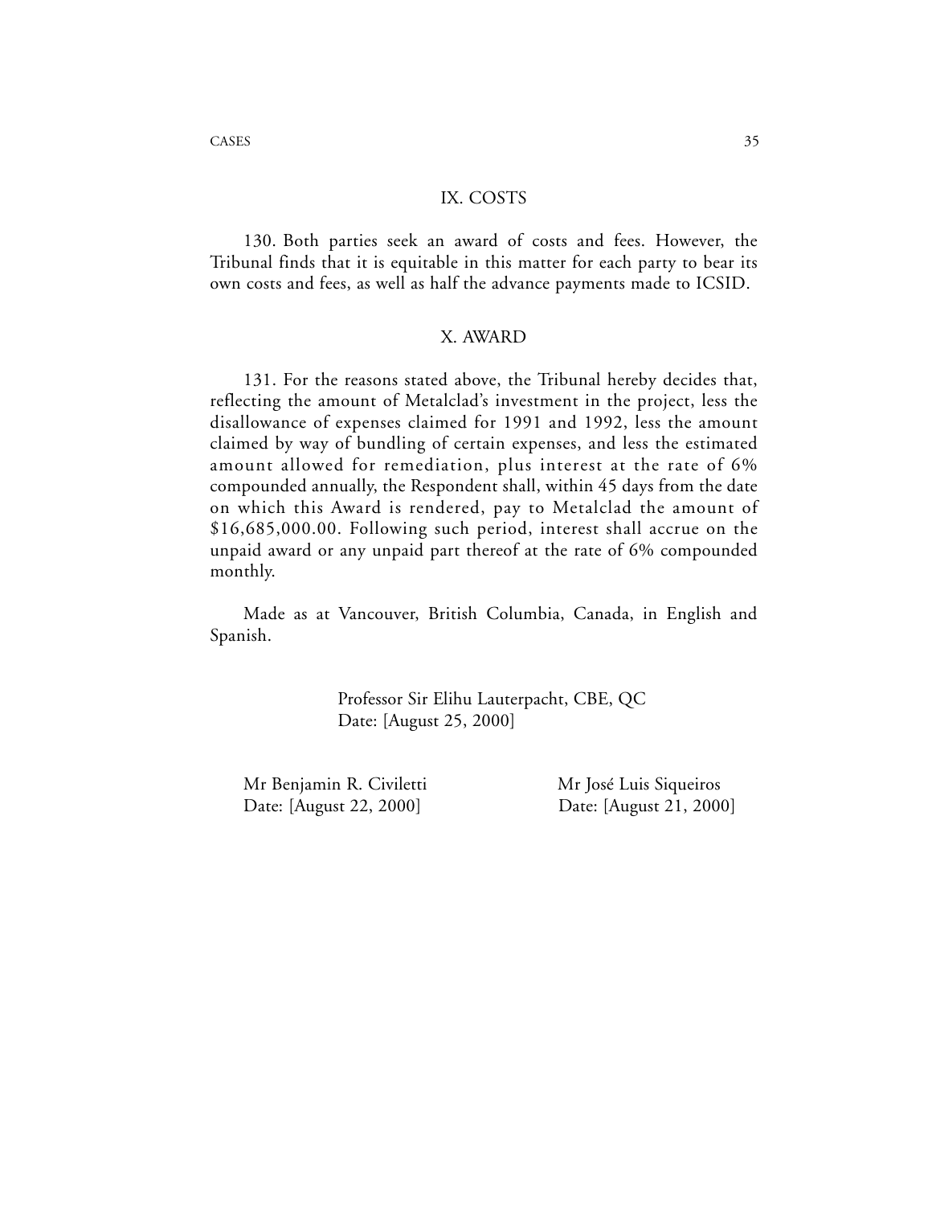## IX. COSTS

130. Both parties seek an award of costs and fees. However, the Tribunal finds that it is equitable in this matter for each party to bear its own costs and fees, as well as half the advance payments made to ICSID.

## X. AWARD

131. For the reasons stated above, the Tribunal hereby decides that, reflecting the amount of Metalclad's investment in the project, less the disallowance of expenses claimed for 1991 and 1992, less the amount claimed by way of bundling of certain expenses, and less the estimated amount allowed for remediation, plus interest at the rate of 6% compounded annually, the Respondent shall, within 45 days from the date on which this Award is rendered, pay to Metalclad the amount of $16,685,000.00. Following such period, interest shall accrue on the unpaid award or any unpaid part thereof at the rate of 6% compounded monthly.

Made as at Vancouver, British Columbia, Canada, in English and Spanish.

Professor Sir Elihu Lauterpacht, CBE, QC
Date: [August 25, 2000]

Mr Benjamin R. Civiletti
Date: [August 22, 2000]

Mr José Luis Siqueiros
Date: [August 21, 2000]